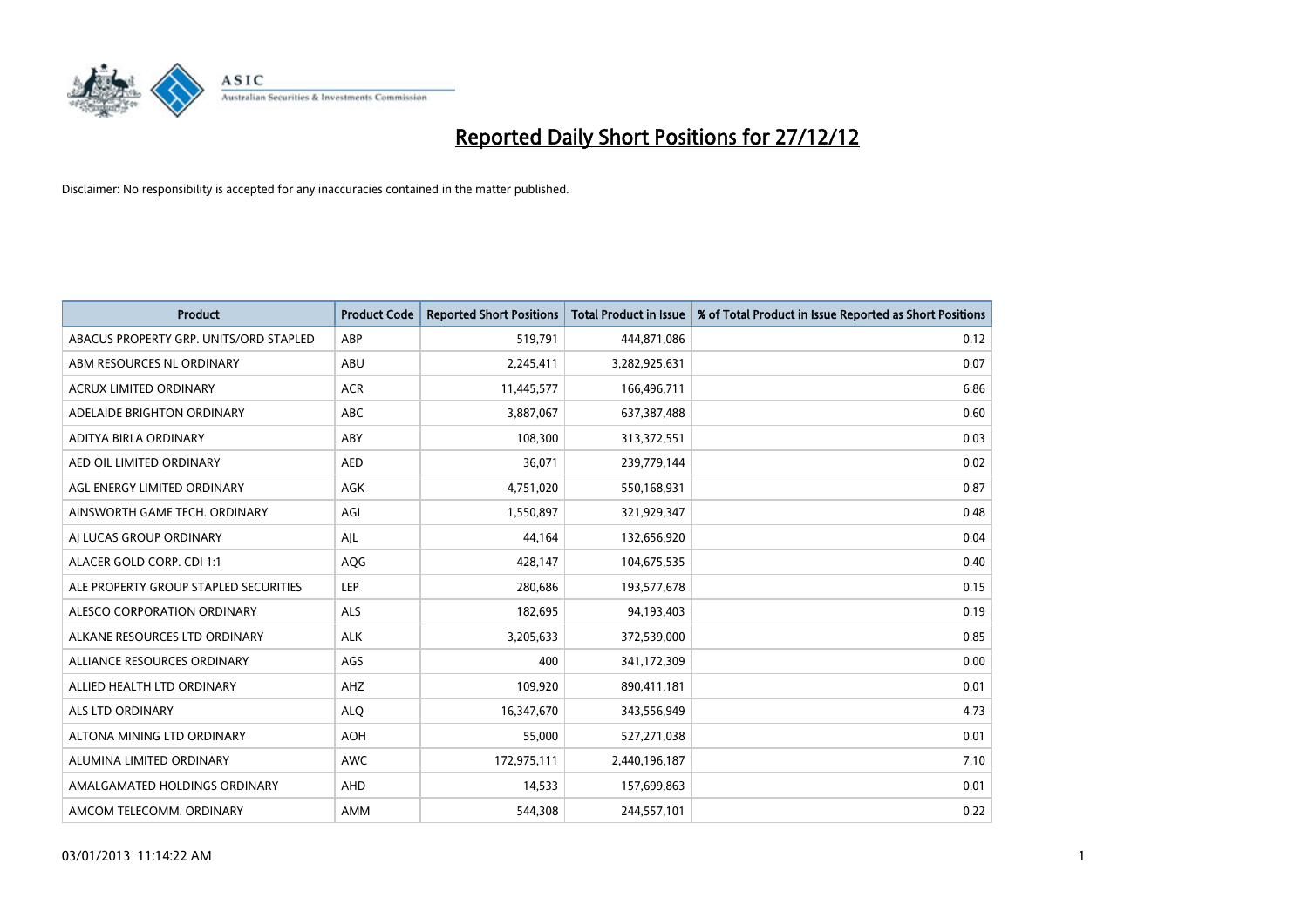# Reported Daily Short Positions for 27/12/12

Disclaimer: No responsibility is accepted for any inaccuracies contained in the matter published.

| Product | Product Code | Reported Short Positions | Total Product in Issue | % of Total Product in Issue Reported as Short Positions |
|---|---|---|---|---|
| ABACUS PROPERTY GRP. UNITS/ORD STAPLED | ABP | 519,791 | 444,871,086 | 0.12 |
| ABM RESOURCES NL ORDINARY | ABU | 2,245,411 | 3,282,925,631 | 0.07 |
| ACRUX LIMITED ORDINARY | ACR | 11,445,577 | 166,496,711 | 6.86 |
| ADELAIDE BRIGHTON ORDINARY | ABC | 3,887,067 | 637,387,488 | 0.60 |
| ADITYA BIRLA ORDINARY | ABY | 108,300 | 313,372,551 | 0.03 |
| AED OIL LIMITED ORDINARY | AED | 36,071 | 239,779,144 | 0.02 |
| AGL ENERGY LIMITED ORDINARY | AGK | 4,751,020 | 550,168,931 | 0.87 |
| AINSWORTH GAME TECH. ORDINARY | AGI | 1,550,897 | 321,929,347 | 0.48 |
| AJ LUCAS GROUP ORDINARY | AJL | 44,164 | 132,656,920 | 0.04 |
| ALACER GOLD CORP. CDI 1:1 | AQG | 428,147 | 104,675,535 | 0.40 |
| ALE PROPERTY GROUP STAPLED SECURITIES | LEP | 280,686 | 193,577,678 | 0.15 |
| ALESCO CORPORATION ORDINARY | ALS | 182,695 | 94,193,403 | 0.19 |
| ALKANE RESOURCES LTD ORDINARY | ALK | 3,205,633 | 372,539,000 | 0.85 |
| ALLIANCE RESOURCES ORDINARY | AGS | 400 | 341,172,309 | 0.00 |
| ALLIED HEALTH LTD ORDINARY | AHZ | 109,920 | 890,411,181 | 0.01 |
| ALS LTD ORDINARY | ALQ | 16,347,670 | 343,556,949 | 4.73 |
| ALTONA MINING LTD ORDINARY | AOH | 55,000 | 527,271,038 | 0.01 |
| ALUMINA LIMITED ORDINARY | AWC | 172,975,111 | 2,440,196,187 | 7.10 |
| AMALGAMATED HOLDINGS ORDINARY | AHD | 14,533 | 157,699,863 | 0.01 |
| AMCOM TELECOMM. ORDINARY | AMM | 544,308 | 244,557,101 | 0.22 |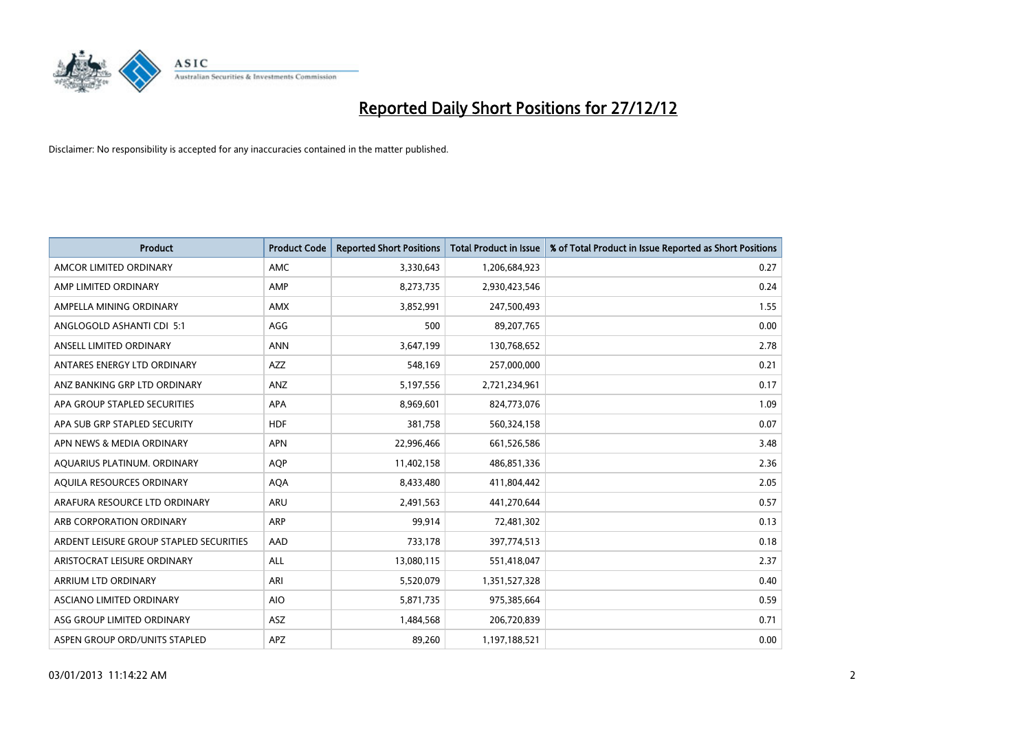# Reported Daily Short Positions for 27/12/12

Disclaimer: No responsibility is accepted for any inaccuracies contained in the matter published.

| Product | Product Code | Reported Short Positions | Total Product in Issue | % of Total Product in Issue Reported as Short Positions |
|---|---|---|---|---|
| AMCOR LIMITED ORDINARY | AMC | 3,330,643 | 1,206,684,923 | 0.27 |
| AMP LIMITED ORDINARY | AMP | 8,273,735 | 2,930,423,546 | 0.24 |
| AMPELLA MINING ORDINARY | AMX | 3,852,991 | 247,500,493 | 1.55 |
| ANGLOGOLD ASHANTI CDI 5:1 | AGG | 500 | 89,207,765 | 0.00 |
| ANSELL LIMITED ORDINARY | ANN | 3,647,199 | 130,768,652 | 2.78 |
| ANTARES ENERGY LTD ORDINARY | AZZ | 548,169 | 257,000,000 | 0.21 |
| ANZ BANKING GRP LTD ORDINARY | ANZ | 5,197,556 | 2,721,234,961 | 0.17 |
| APA GROUP STAPLED SECURITIES | APA | 8,969,601 | 824,773,076 | 1.09 |
| APA SUB GRP STAPLED SECURITY | HDF | 381,758 | 560,324,158 | 0.07 |
| APN NEWS & MEDIA ORDINARY | APN | 22,996,466 | 661,526,586 | 3.48 |
| AQUARIUS PLATINUM. ORDINARY | AQP | 11,402,158 | 486,851,336 | 2.36 |
| AQUILA RESOURCES ORDINARY | AQA | 8,433,480 | 411,804,442 | 2.05 |
| ARAFURA RESOURCE LTD ORDINARY | ARU | 2,491,563 | 441,270,644 | 0.57 |
| ARB CORPORATION ORDINARY | ARP | 99,914 | 72,481,302 | 0.13 |
| ARDENT LEISURE GROUP STAPLED SECURITIES | AAD | 733,178 | 397,774,513 | 0.18 |
| ARISTOCRAT LEISURE ORDINARY | ALL | 13,080,115 | 551,418,047 | 2.37 |
| ARRIUM LTD ORDINARY | ARI | 5,520,079 | 1,351,527,328 | 0.40 |
| ASCIANO LIMITED ORDINARY | AIO | 5,871,735 | 975,385,664 | 0.59 |
| ASG GROUP LIMITED ORDINARY | ASZ | 1,484,568 | 206,720,839 | 0.71 |
| ASPEN GROUP ORD/UNITS STAPLED | APZ | 89,260 | 1,197,188,521 | 0.00 |

03/01/2013 11:14:22 AM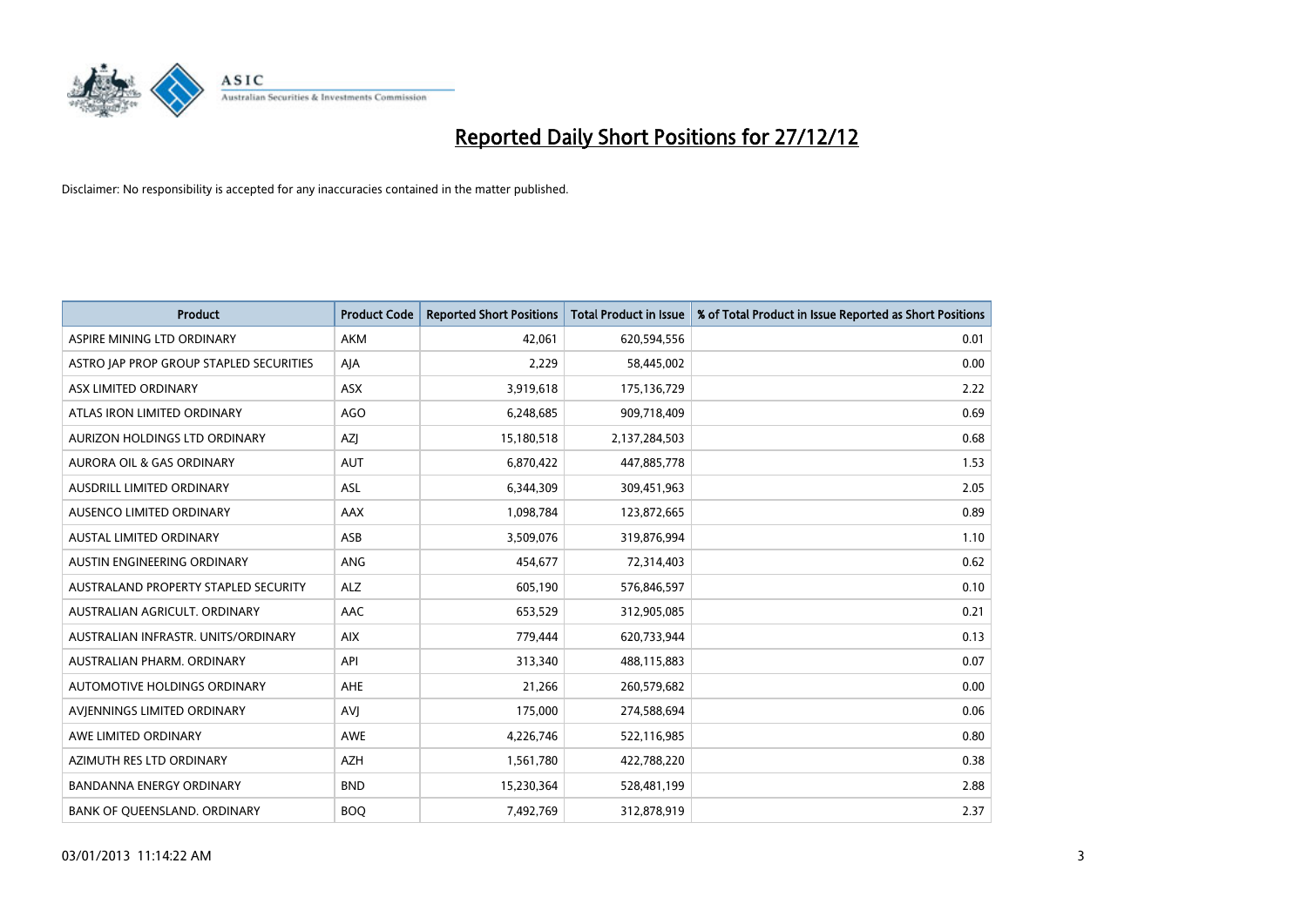# Reported Daily Short Positions for 27/12/12

Disclaimer: No responsibility is accepted for any inaccuracies contained in the matter published.

| Product | Product Code | Reported Short Positions | Total Product in Issue | % of Total Product in Issue Reported as Short Positions |
|---|---|---|---|---|
| ASPIRE MINING LTD ORDINARY | AKM | 42,061 | 620,594,556 | 0.01 |
| ASTRO JAP PROP GROUP STAPLED SECURITIES | AJA | 2,229 | 58,445,002 | 0.00 |
| ASX LIMITED ORDINARY | ASX | 3,919,618 | 175,136,729 | 2.22 |
| ATLAS IRON LIMITED ORDINARY | AGO | 6,248,685 | 909,718,409 | 0.69 |
| AURIZON HOLDINGS LTD ORDINARY | AZJ | 15,180,518 | 2,137,284,503 | 0.68 |
| AURORA OIL & GAS ORDINARY | AUT | 6,870,422 | 447,885,778 | 1.53 |
| AUSDRILL LIMITED ORDINARY | ASL | 6,344,309 | 309,451,963 | 2.05 |
| AUSENCO LIMITED ORDINARY | AAX | 1,098,784 | 123,872,665 | 0.89 |
| AUSTAL LIMITED ORDINARY | ASB | 3,509,076 | 319,876,994 | 1.10 |
| AUSTIN ENGINEERING ORDINARY | ANG | 454,677 | 72,314,403 | 0.62 |
| AUSTRALAND PROPERTY STAPLED SECURITY | ALZ | 605,190 | 576,846,597 | 0.10 |
| AUSTRALIAN AGRICULT. ORDINARY | AAC | 653,529 | 312,905,085 | 0.21 |
| AUSTRALIAN INFRASTR. UNITS/ORDINARY | AIX | 779,444 | 620,733,944 | 0.13 |
| AUSTRALIAN PHARM. ORDINARY | API | 313,340 | 488,115,883 | 0.07 |
| AUTOMOTIVE HOLDINGS ORDINARY | AHE | 21,266 | 260,579,682 | 0.00 |
| AVJENNINGS LIMITED ORDINARY | AVJ | 175,000 | 274,588,694 | 0.06 |
| AWE LIMITED ORDINARY | AWE | 4,226,746 | 522,116,985 | 0.80 |
| AZIMUTH RES LTD ORDINARY | AZH | 1,561,780 | 422,788,220 | 0.38 |
| BANDANNA ENERGY ORDINARY | BND | 15,230,364 | 528,481,199 | 2.88 |
| BANK OF QUEENSLAND. ORDINARY | BOQ | 7,492,769 | 312,878,919 | 2.37 |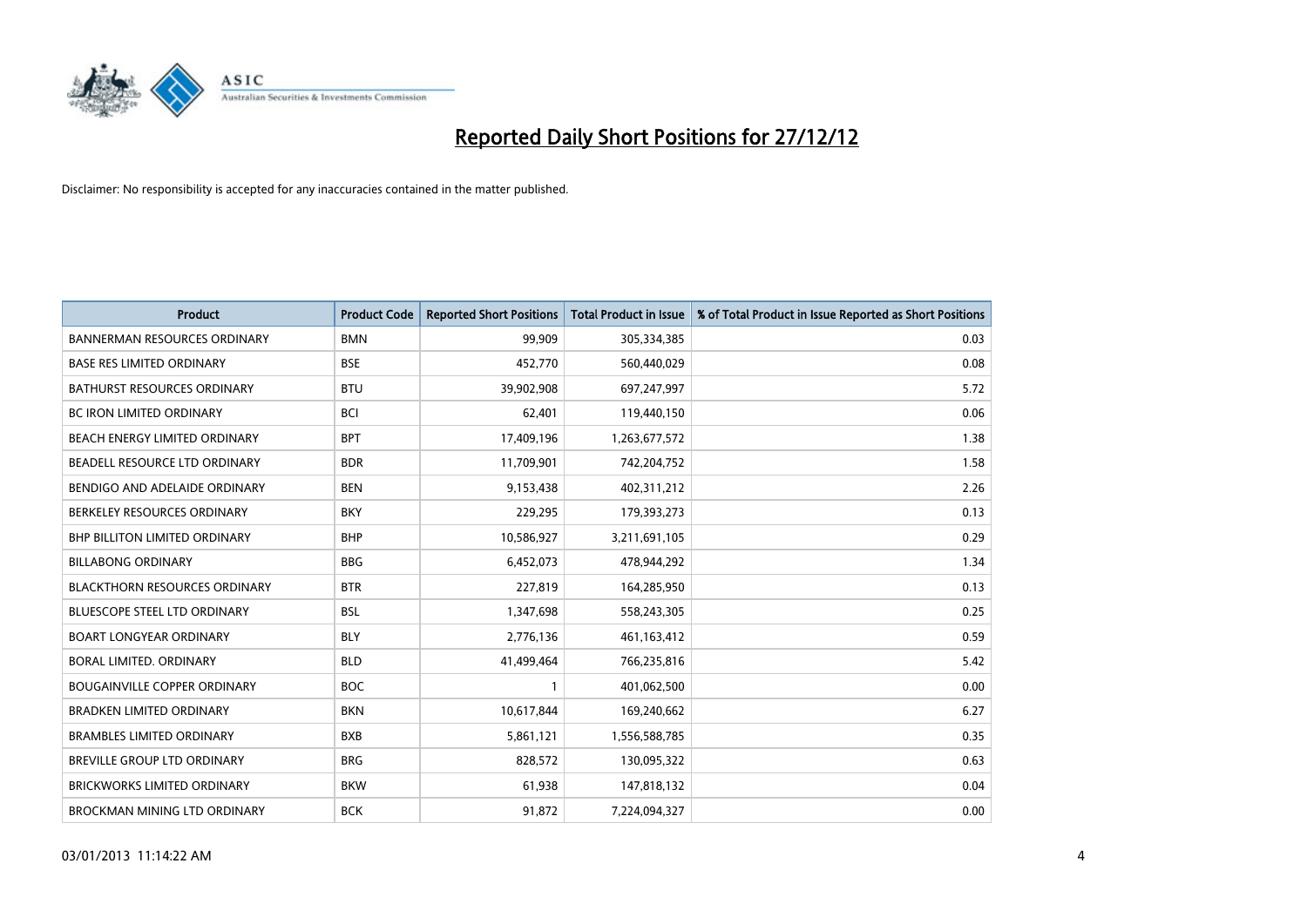# Reported Daily Short Positions for 27/12/12

Disclaimer: No responsibility is accepted for any inaccuracies contained in the matter published.

| Product | Product Code | Reported Short Positions | Total Product in Issue | % of Total Product in Issue Reported as Short Positions |
|---|---|---|---|---|
| BANNERMAN RESOURCES ORDINARY | BMN | 99,909 | 305,334,385 | 0.03 |
| BASE RES LIMITED ORDINARY | BSE | 452,770 | 560,440,029 | 0.08 |
| BATHURST RESOURCES ORDINARY | BTU | 39,902,908 | 697,247,997 | 5.72 |
| BC IRON LIMITED ORDINARY | BCI | 62,401 | 119,440,150 | 0.06 |
| BEACH ENERGY LIMITED ORDINARY | BPT | 17,409,196 | 1,263,677,572 | 1.38 |
| BEADELL RESOURCE LTD ORDINARY | BDR | 11,709,901 | 742,204,752 | 1.58 |
| BENDIGO AND ADELAIDE ORDINARY | BEN | 9,153,438 | 402,311,212 | 2.26 |
| BERKELEY RESOURCES ORDINARY | BKY | 229,295 | 179,393,273 | 0.13 |
| BHP BILLITON LIMITED ORDINARY | BHP | 10,586,927 | 3,211,691,105 | 0.29 |
| BILLABONG ORDINARY | BBG | 6,452,073 | 478,944,292 | 1.34 |
| BLACKTHORN RESOURCES ORDINARY | BTR | 227,819 | 164,285,950 | 0.13 |
| BLUESCOPE STEEL LTD ORDINARY | BSL | 1,347,698 | 558,243,305 | 0.25 |
| BOART LONGYEAR ORDINARY | BLY | 2,776,136 | 461,163,412 | 0.59 |
| BORAL LIMITED. ORDINARY | BLD | 41,499,464 | 766,235,816 | 5.42 |
| BOUGAINVILLE COPPER ORDINARY | BOC | 1 | 401,062,500 | 0.00 |
| BRADKEN LIMITED ORDINARY | BKN | 10,617,844 | 169,240,662 | 6.27 |
| BRAMBLES LIMITED ORDINARY | BXB | 5,861,121 | 1,556,588,785 | 0.35 |
| BREVILLE GROUP LTD ORDINARY | BRG | 828,572 | 130,095,322 | 0.63 |
| BRICKWORKS LIMITED ORDINARY | BKW | 61,938 | 147,818,132 | 0.04 |
| BROCKMAN MINING LTD ORDINARY | BCK | 91,872 | 7,224,094,327 | 0.00 |

03/01/2013 11:14:22 AM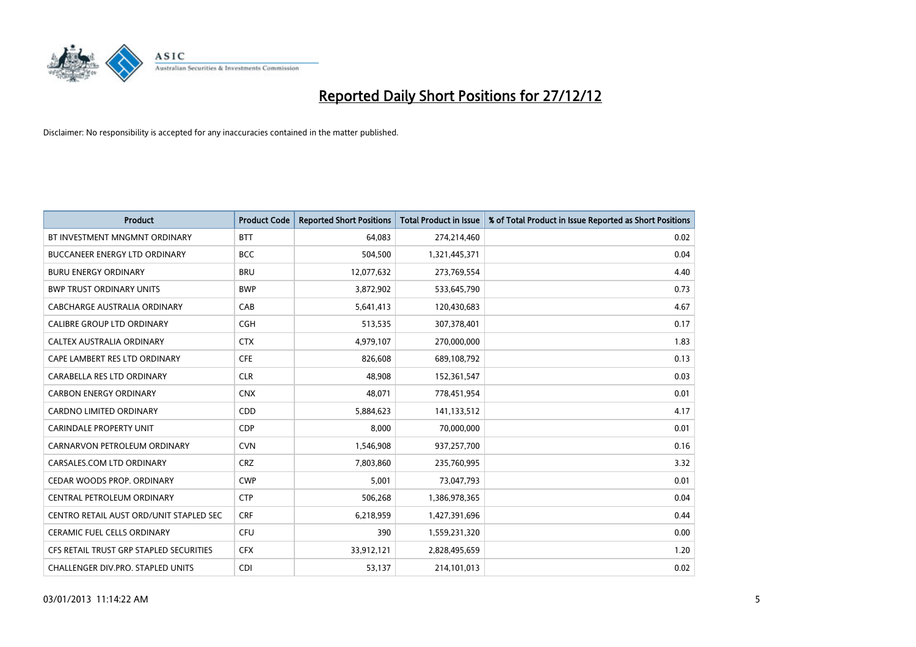# Reported Daily Short Positions for 27/12/12

Disclaimer: No responsibility is accepted for any inaccuracies contained in the matter published.

| Product | Product Code | Reported Short Positions | Total Product in Issue | % of Total Product in Issue Reported as Short Positions |
|---|---|---|---|---|
| BT INVESTMENT MNGMNT ORDINARY | BTT | 64,083 | 274,214,460 | 0.02 |
| BUCCANEER ENERGY LTD ORDINARY | BCC | 504,500 | 1,321,445,371 | 0.04 |
| BURU ENERGY ORDINARY | BRU | 12,077,632 | 273,769,554 | 4.40 |
| BWP TRUST ORDINARY UNITS | BWP | 3,872,902 | 533,645,790 | 0.73 |
| CABCHARGE AUSTRALIA ORDINARY | CAB | 5,641,413 | 120,430,683 | 4.67 |
| CALIBRE GROUP LTD ORDINARY | CGH | 513,535 | 307,378,401 | 0.17 |
| CALTEX AUSTRALIA ORDINARY | CTX | 4,979,107 | 270,000,000 | 1.83 |
| CAPE LAMBERT RES LTD ORDINARY | CFE | 826,608 | 689,108,792 | 0.13 |
| CARABELLA RES LTD ORDINARY | CLR | 48,908 | 152,361,547 | 0.03 |
| CARBON ENERGY ORDINARY | CNX | 48,071 | 778,451,954 | 0.01 |
| CARDNO LIMITED ORDINARY | CDD | 5,884,623 | 141,133,512 | 4.17 |
| CARINDALE PROPERTY UNIT | CDP | 8,000 | 70,000,000 | 0.01 |
| CARNARVON PETROLEUM ORDINARY | CVN | 1,546,908 | 937,257,700 | 0.16 |
| CARSALES.COM LTD ORDINARY | CRZ | 7,803,860 | 235,760,995 | 3.32 |
| CEDAR WOODS PROP. ORDINARY | CWP | 5,001 | 73,047,793 | 0.01 |
| CENTRAL PETROLEUM ORDINARY | CTP | 506,268 | 1,386,978,365 | 0.04 |
| CENTRO RETAIL AUST ORD/UNIT STAPLED SEC | CRF | 6,218,959 | 1,427,391,696 | 0.44 |
| CERAMIC FUEL CELLS ORDINARY | CFU | 390 | 1,559,231,320 | 0.00 |
| CFS RETAIL TRUST GRP STAPLED SECURITIES | CFX | 33,912,121 | 2,828,495,659 | 1.20 |
| CHALLENGER DIV.PRO. STAPLED UNITS | CDI | 53,137 | 214,101,013 | 0.02 |

03/01/2013 11:14:22 AM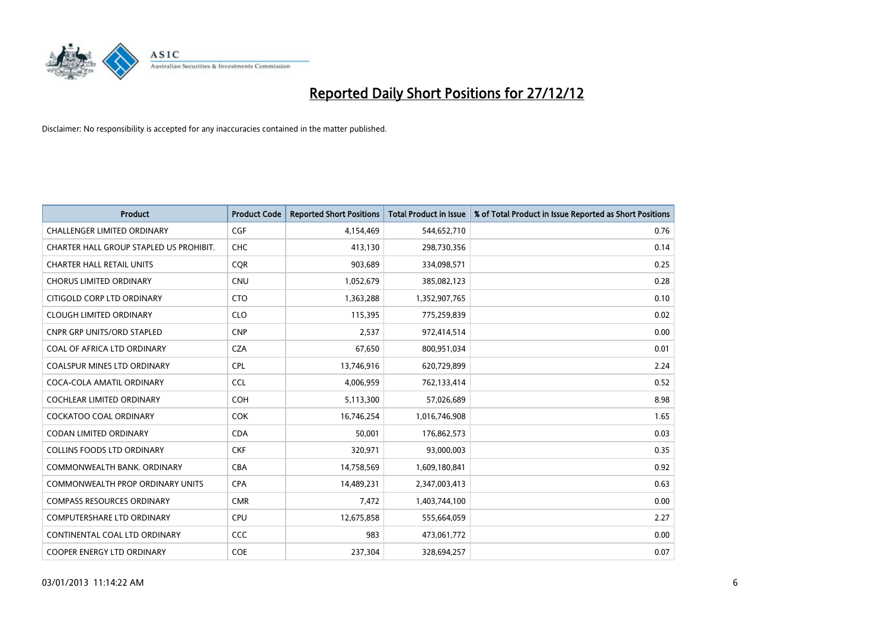# Reported Daily Short Positions for 27/12/12

Disclaimer: No responsibility is accepted for any inaccuracies contained in the matter published.

| Product | Product Code | Reported Short Positions | Total Product in Issue | % of Total Product in Issue Reported as Short Positions |
|---|---|---|---|---|
| CHALLENGER LIMITED ORDINARY | CGF | 4,154,469 | 544,652,710 | 0.76 |
| CHARTER HALL GROUP STAPLED US PROHIBIT. | CHC | 413,130 | 298,730,356 | 0.14 |
| CHARTER HALL RETAIL UNITS | CQR | 903,689 | 334,098,571 | 0.25 |
| CHORUS LIMITED ORDINARY | CNU | 1,052,679 | 385,082,123 | 0.28 |
| CITIGOLD CORP LTD ORDINARY | CTO | 1,363,288 | 1,352,907,765 | 0.10 |
| CLOUGH LIMITED ORDINARY | CLO | 115,395 | 775,259,839 | 0.02 |
| CNPR GRP UNITS/ORD STAPLED | CNP | 2,537 | 972,414,514 | 0.00 |
| COAL OF AFRICA LTD ORDINARY | CZA | 67,650 | 800,951,034 | 0.01 |
| COALSPUR MINES LTD ORDINARY | CPL | 13,746,916 | 620,729,899 | 2.24 |
| COCA-COLA AMATIL ORDINARY | CCL | 4,006,959 | 762,133,414 | 0.52 |
| COCHLEAR LIMITED ORDINARY | COH | 5,113,300 | 57,026,689 | 8.98 |
| COCKATOO COAL ORDINARY | COK | 16,746,254 | 1,016,746,908 | 1.65 |
| CODAN LIMITED ORDINARY | CDA | 50,001 | 176,862,573 | 0.03 |
| COLLINS FOODS LTD ORDINARY | CKF | 320,971 | 93,000,003 | 0.35 |
| COMMONWEALTH BANK. ORDINARY | CBA | 14,758,569 | 1,609,180,841 | 0.92 |
| COMMONWEALTH PROP ORDINARY UNITS | CPA | 14,489,231 | 2,347,003,413 | 0.63 |
| COMPASS RESOURCES ORDINARY | CMR | 7,472 | 1,403,744,100 | 0.00 |
| COMPUTERSHARE LTD ORDINARY | CPU | 12,675,858 | 555,664,059 | 2.27 |
| CONTINENTAL COAL LTD ORDINARY | CCC | 983 | 473,061,772 | 0.00 |
| COOPER ENERGY LTD ORDINARY | COE | 237,304 | 328,694,257 | 0.07 |

03/01/2013 11:14:22 AM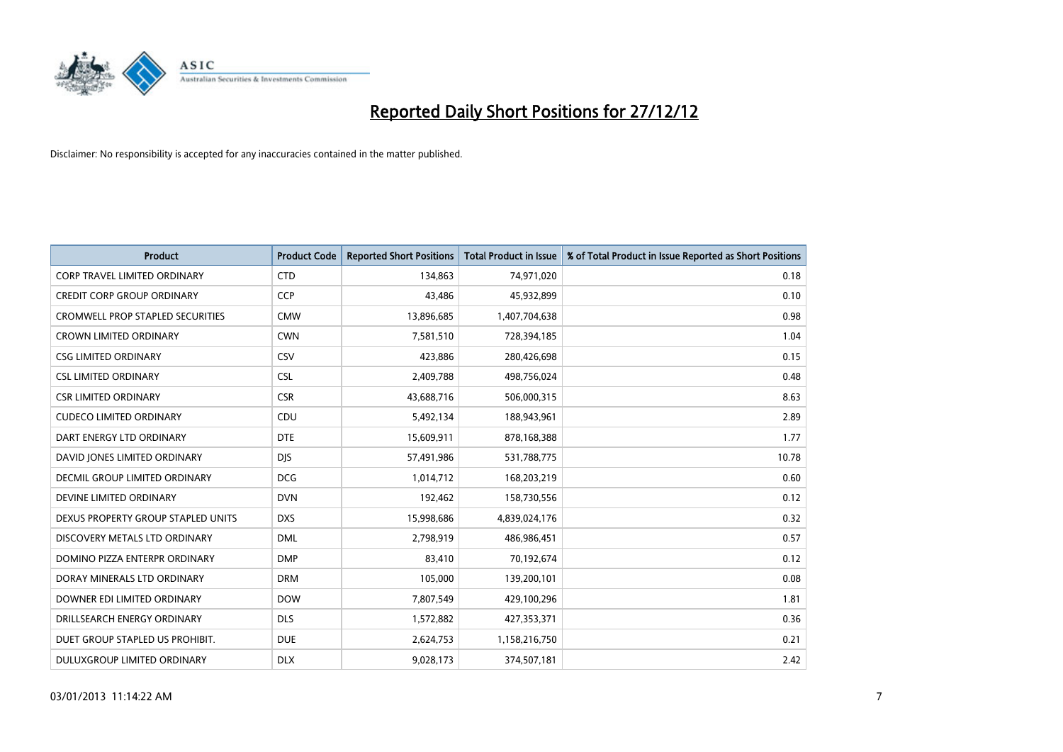# Reported Daily Short Positions for 27/12/12

Disclaimer: No responsibility is accepted for any inaccuracies contained in the matter published.

| Product | Product Code | Reported Short Positions | Total Product in Issue | % of Total Product in Issue Reported as Short Positions |
|---|---|---|---|---|
| CORP TRAVEL LIMITED ORDINARY | CTD | 134,863 | 74,971,020 | 0.18 |
| CREDIT CORP GROUP ORDINARY | CCP | 43,486 | 45,932,899 | 0.10 |
| CROMWELL PROP STAPLED SECURITIES | CMW | 13,896,685 | 1,407,704,638 | 0.98 |
| CROWN LIMITED ORDINARY | CWN | 7,581,510 | 728,394,185 | 1.04 |
| CSG LIMITED ORDINARY | CSV | 423,886 | 280,426,698 | 0.15 |
| CSL LIMITED ORDINARY | CSL | 2,409,788 | 498,756,024 | 0.48 |
| CSR LIMITED ORDINARY | CSR | 43,688,716 | 506,000,315 | 8.63 |
| CUDECO LIMITED ORDINARY | CDU | 5,492,134 | 188,943,961 | 2.89 |
| DART ENERGY LTD ORDINARY | DTE | 15,609,911 | 878,168,388 | 1.77 |
| DAVID JONES LIMITED ORDINARY | DJS | 57,491,986 | 531,788,775 | 10.78 |
| DECMIL GROUP LIMITED ORDINARY | DCG | 1,014,712 | 168,203,219 | 0.60 |
| DEVINE LIMITED ORDINARY | DVN | 192,462 | 158,730,556 | 0.12 |
| DEXUS PROPERTY GROUP STAPLED UNITS | DXS | 15,998,686 | 4,839,024,176 | 0.32 |
| DISCOVERY METALS LTD ORDINARY | DML | 2,798,919 | 486,986,451 | 0.57 |
| DOMINO PIZZA ENTERPR ORDINARY | DMP | 83,410 | 70,192,674 | 0.12 |
| DORAY MINERALS LTD ORDINARY | DRM | 105,000 | 139,200,101 | 0.08 |
| DOWNER EDI LIMITED ORDINARY | DOW | 7,807,549 | 429,100,296 | 1.81 |
| DRILLSEARCH ENERGY ORDINARY | DLS | 1,572,882 | 427,353,371 | 0.36 |
| DUET GROUP STAPLED US PROHIBIT. | DUE | 2,624,753 | 1,158,216,750 | 0.21 |
| DULUXGROUP LIMITED ORDINARY | DLX | 9,028,173 | 374,507,181 | 2.42 |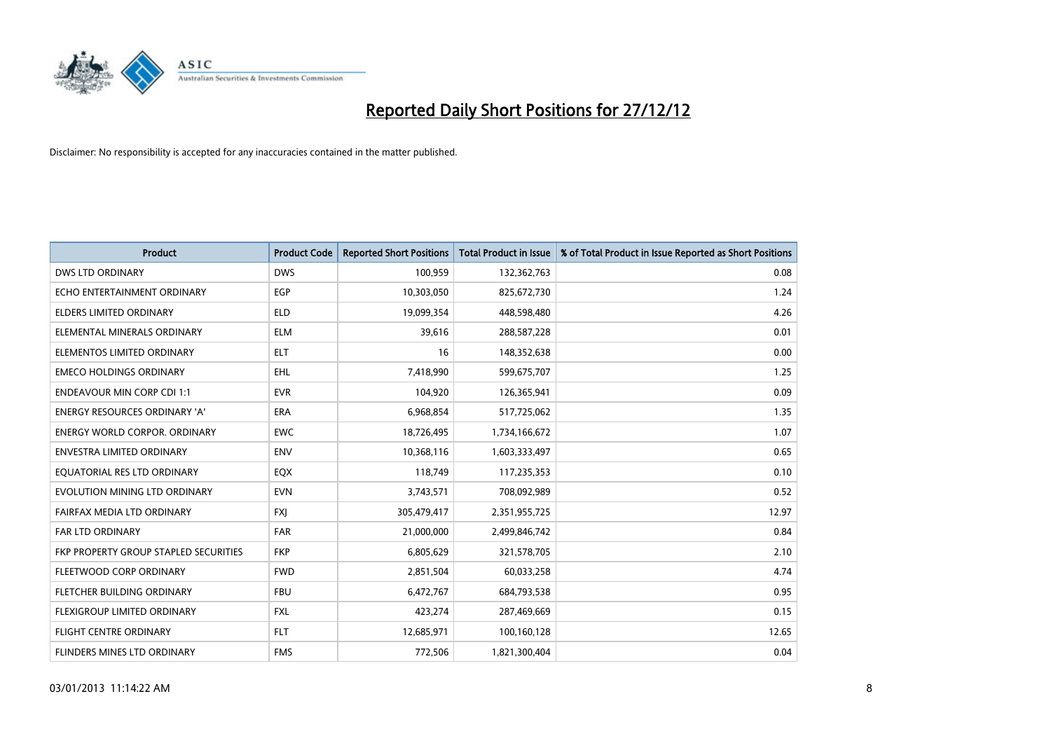# Reported Daily Short Positions for 27/12/12

Disclaimer: No responsibility is accepted for any inaccuracies contained in the matter published.

| Product | Product Code | Reported Short Positions | Total Product in Issue | % of Total Product in Issue Reported as Short Positions |
|---|---|---|---|---|
| DWS LTD ORDINARY | DWS | 100,959 | 132,362,763 | 0.08 |
| ECHO ENTERTAINMENT ORDINARY | EGP | 10,303,050 | 825,672,730 | 1.24 |
| ELDERS LIMITED ORDINARY | ELD | 19,099,354 | 448,598,480 | 4.26 |
| ELEMENTAL MINERALS ORDINARY | ELM | 39,616 | 288,587,228 | 0.01 |
| ELEMENTOS LIMITED ORDINARY | ELT | 16 | 148,352,638 | 0.00 |
| EMECO HOLDINGS ORDINARY | EHL | 7,418,990 | 599,675,707 | 1.25 |
| ENDEAVOUR MIN CORP CDI 1:1 | EVR | 104,920 | 126,365,941 | 0.09 |
| ENERGY RESOURCES ORDINARY 'A' | ERA | 6,968,854 | 517,725,062 | 1.35 |
| ENERGY WORLD CORPOR. ORDINARY | EWC | 18,726,495 | 1,734,166,672 | 1.07 |
| ENVESTRA LIMITED ORDINARY | ENV | 10,368,116 | 1,603,333,497 | 0.65 |
| EQUATORIAL RES LTD ORDINARY | EQX | 118,749 | 117,235,353 | 0.10 |
| EVOLUTION MINING LTD ORDINARY | EVN | 3,743,571 | 708,092,989 | 0.52 |
| FAIRFAX MEDIA LTD ORDINARY | FXJ | 305,479,417 | 2,351,955,725 | 12.97 |
| FAR LTD ORDINARY | FAR | 21,000,000 | 2,499,846,742 | 0.84 |
| FKP PROPERTY GROUP STAPLED SECURITIES | FKP | 6,805,629 | 321,578,705 | 2.10 |
| FLEETWOOD CORP ORDINARY | FWD | 2,851,504 | 60,033,258 | 4.74 |
| FLETCHER BUILDING ORDINARY | FBU | 6,472,767 | 684,793,538 | 0.95 |
| FLEXIGROUP LIMITED ORDINARY | FXL | 423,274 | 287,469,669 | 0.15 |
| FLIGHT CENTRE ORDINARY | FLT | 12,685,971 | 100,160,128 | 12.65 |
| FLINDERS MINES LTD ORDINARY | FMS | 772,506 | 1,821,300,404 | 0.04 |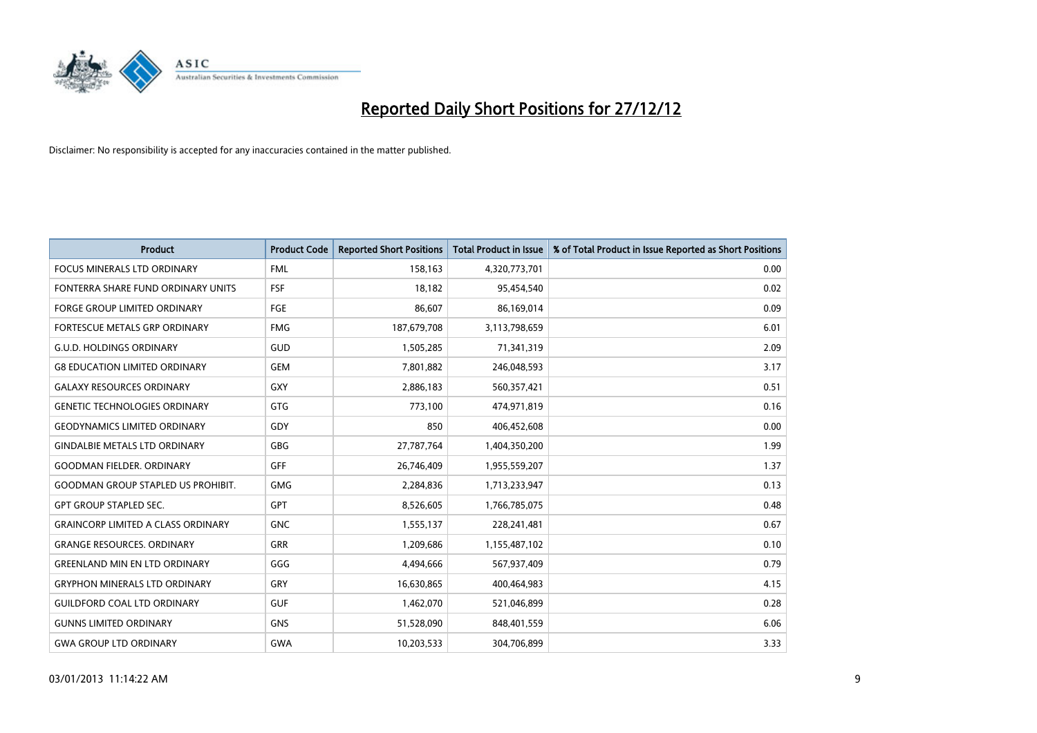# Reported Daily Short Positions for 27/12/12

Disclaimer: No responsibility is accepted for any inaccuracies contained in the matter published.

| Product | Product Code | Reported Short Positions | Total Product in Issue | % of Total Product in Issue Reported as Short Positions |
|---|---|---|---|---|
| FOCUS MINERALS LTD ORDINARY | FML | 158,163 | 4,320,773,701 | 0.00 |
| FONTERRA SHARE FUND ORDINARY UNITS | FSF | 18,182 | 95,454,540 | 0.02 |
| FORGE GROUP LIMITED ORDINARY | FGE | 86,607 | 86,169,014 | 0.09 |
| FORTESCUE METALS GRP ORDINARY | FMG | 187,679,708 | 3,113,798,659 | 6.01 |
| G.U.D. HOLDINGS ORDINARY | GUD | 1,505,285 | 71,341,319 | 2.09 |
| G8 EDUCATION LIMITED ORDINARY | GEM | 7,801,882 | 246,048,593 | 3.17 |
| GALAXY RESOURCES ORDINARY | GXY | 2,886,183 | 560,357,421 | 0.51 |
| GENETIC TECHNOLOGIES ORDINARY | GTG | 773,100 | 474,971,819 | 0.16 |
| GEODYNAMICS LIMITED ORDINARY | GDY | 850 | 406,452,608 | 0.00 |
| GINDALBIE METALS LTD ORDINARY | GBG | 27,787,764 | 1,404,350,200 | 1.99 |
| GOODMAN FIELDER. ORDINARY | GFF | 26,746,409 | 1,955,559,207 | 1.37 |
| GOODMAN GROUP STAPLED US PROHIBIT. | GMG | 2,284,836 | 1,713,233,947 | 0.13 |
| GPT GROUP STAPLED SEC. | GPT | 8,526,605 | 1,766,785,075 | 0.48 |
| GRAINCORP LIMITED A CLASS ORDINARY | GNC | 1,555,137 | 228,241,481 | 0.67 |
| GRANGE RESOURCES. ORDINARY | GRR | 1,209,686 | 1,155,487,102 | 0.10 |
| GREENLAND MIN EN LTD ORDINARY | GGG | 4,494,666 | 567,937,409 | 0.79 |
| GRYPHON MINERALS LTD ORDINARY | GRY | 16,630,865 | 400,464,983 | 4.15 |
| GUILDFORD COAL LTD ORDINARY | GUF | 1,462,070 | 521,046,899 | 0.28 |
| GUNNS LIMITED ORDINARY | GNS | 51,528,090 | 848,401,559 | 6.06 |
| GWA GROUP LTD ORDINARY | GWA | 10,203,533 | 304,706,899 | 3.33 |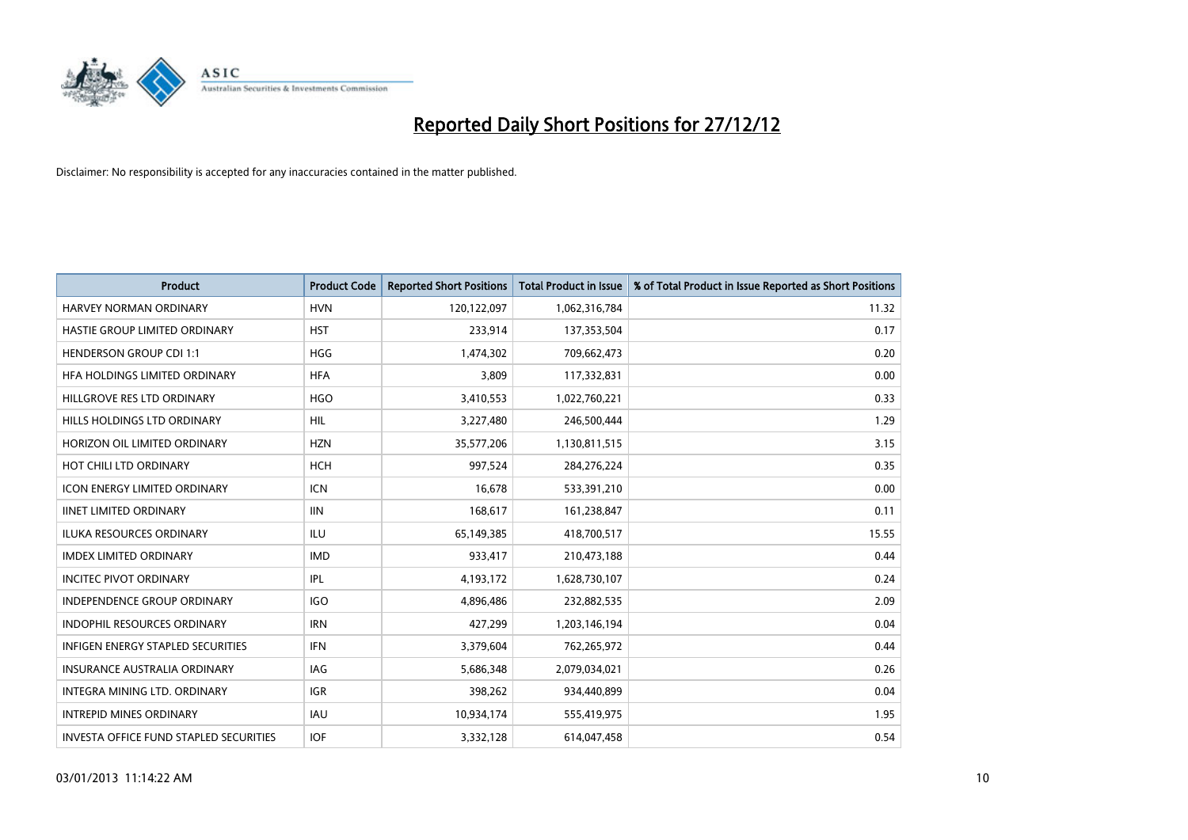# Reported Daily Short Positions for 27/12/12

Disclaimer: No responsibility is accepted for any inaccuracies contained in the matter published.

| Product | Product Code | Reported Short Positions | Total Product in Issue | % of Total Product in Issue Reported as Short Positions |
|---|---|---|---|---|
| HARVEY NORMAN ORDINARY | HVN | 120,122,097 | 1,062,316,784 | 11.32 |
| HASTIE GROUP LIMITED ORDINARY | HST | 233,914 | 137,353,504 | 0.17 |
| HENDERSON GROUP CDI 1:1 | HGG | 1,474,302 | 709,662,473 | 0.20 |
| HFA HOLDINGS LIMITED ORDINARY | HFA | 3,809 | 117,332,831 | 0.00 |
| HILLGROVE RES LTD ORDINARY | HGO | 3,410,553 | 1,022,760,221 | 0.33 |
| HILLS HOLDINGS LTD ORDINARY | HIL | 3,227,480 | 246,500,444 | 1.29 |
| HORIZON OIL LIMITED ORDINARY | HZN | 35,577,206 | 1,130,811,515 | 3.15 |
| HOT CHILI LTD ORDINARY | HCH | 997,524 | 284,276,224 | 0.35 |
| ICON ENERGY LIMITED ORDINARY | ICN | 16,678 | 533,391,210 | 0.00 |
| IINET LIMITED ORDINARY | IIN | 168,617 | 161,238,847 | 0.11 |
| ILUKA RESOURCES ORDINARY | ILU | 65,149,385 | 418,700,517 | 15.55 |
| IMDEX LIMITED ORDINARY | IMD | 933,417 | 210,473,188 | 0.44 |
| INCITEC PIVOT ORDINARY | IPL | 4,193,172 | 1,628,730,107 | 0.24 |
| INDEPENDENCE GROUP ORDINARY | IGO | 4,896,486 | 232,882,535 | 2.09 |
| INDOPHIL RESOURCES ORDINARY | IRN | 427,299 | 1,203,146,194 | 0.04 |
| INFIGEN ENERGY STAPLED SECURITIES | IFN | 3,379,604 | 762,265,972 | 0.44 |
| INSURANCE AUSTRALIA ORDINARY | IAG | 5,686,348 | 2,079,034,021 | 0.26 |
| INTEGRA MINING LTD. ORDINARY | IGR | 398,262 | 934,440,899 | 0.04 |
| INTREPID MINES ORDINARY | IAU | 10,934,174 | 555,419,975 | 1.95 |
| INVESTA OFFICE FUND STAPLED SECURITIES | IOF | 3,332,128 | 614,047,458 | 0.54 |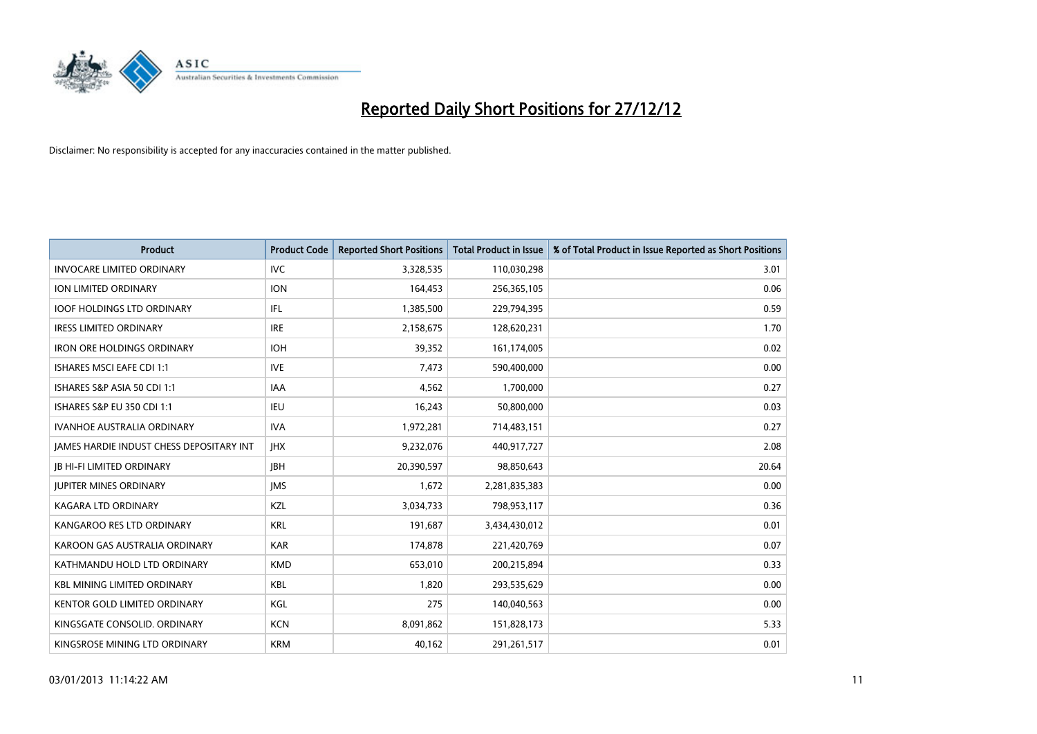# Reported Daily Short Positions for 27/12/12

Disclaimer: No responsibility is accepted for any inaccuracies contained in the matter published.

| Product | Product Code | Reported Short Positions | Total Product in Issue | % of Total Product in Issue Reported as Short Positions |
|---|---|---|---|---|
| INVOCARE LIMITED ORDINARY | IVC | 3,328,535 | 110,030,298 | 3.01 |
| ION LIMITED ORDINARY | ION | 164,453 | 256,365,105 | 0.06 |
| IOOF HOLDINGS LTD ORDINARY | IFL | 1,385,500 | 229,794,395 | 0.59 |
| IRESS LIMITED ORDINARY | IRE | 2,158,675 | 128,620,231 | 1.70 |
| IRON ORE HOLDINGS ORDINARY | IOH | 39,352 | 161,174,005 | 0.02 |
| ISHARES MSCI EAFE CDI 1:1 | IVE | 7,473 | 590,400,000 | 0.00 |
| ISHARES S&P ASIA 50 CDI 1:1 | IAA | 4,562 | 1,700,000 | 0.27 |
| ISHARES S&P EU 350 CDI 1:1 | IEU | 16,243 | 50,800,000 | 0.03 |
| IVANHOE AUSTRALIA ORDINARY | IVA | 1,972,281 | 714,483,151 | 0.27 |
| JAMES HARDIE INDUST CHESS DEPOSITARY INT | JHX | 9,232,076 | 440,917,727 | 2.08 |
| JB HI-FI LIMITED ORDINARY | JBH | 20,390,597 | 98,850,643 | 20.64 |
| JUPITER MINES ORDINARY | JMS | 1,672 | 2,281,835,383 | 0.00 |
| KAGARA LTD ORDINARY | KZL | 3,034,733 | 798,953,117 | 0.36 |
| KANGAROO RES LTD ORDINARY | KRL | 191,687 | 3,434,430,012 | 0.01 |
| KAROON GAS AUSTRALIA ORDINARY | KAR | 174,878 | 221,420,769 | 0.07 |
| KATHMANDU HOLD LTD ORDINARY | KMD | 653,010 | 200,215,894 | 0.33 |
| KBL MINING LIMITED ORDINARY | KBL | 1,820 | 293,535,629 | 0.00 |
| KENTOR GOLD LIMITED ORDINARY | KGL | 275 | 140,040,563 | 0.00 |
| KINGSGATE CONSOLID. ORDINARY | KCN | 8,091,862 | 151,828,173 | 5.33 |
| KINGSROSE MINING LTD ORDINARY | KRM | 40,162 | 291,261,517 | 0.01 |

03/01/2013 11:14:22 AM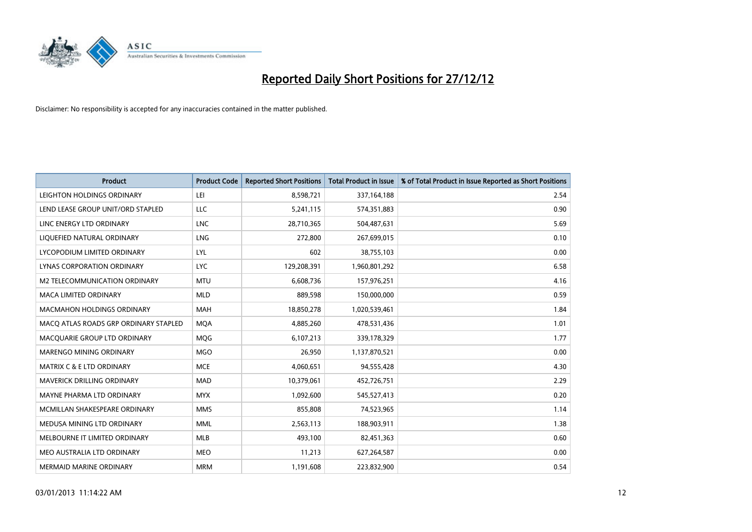# Reported Daily Short Positions for 27/12/12

Disclaimer: No responsibility is accepted for any inaccuracies contained in the matter published.

| Product | Product Code | Reported Short Positions | Total Product in Issue | % of Total Product in Issue Reported as Short Positions |
|---|---|---|---|---|
| LEIGHTON HOLDINGS ORDINARY | LEI | 8,598,721 | 337,164,188 | 2.54 |
| LEND LEASE GROUP UNIT/ORD STAPLED | LLC | 5,241,115 | 574,351,883 | 0.90 |
| LINC ENERGY LTD ORDINARY | LNC | 28,710,365 | 504,487,631 | 5.69 |
| LIQUEFIED NATURAL ORDINARY | LNG | 272,800 | 267,699,015 | 0.10 |
| LYCOPODIUM LIMITED ORDINARY | LYL | 602 | 38,755,103 | 0.00 |
| LYNAS CORPORATION ORDINARY | LYC | 129,208,391 | 1,960,801,292 | 6.58 |
| M2 TELECOMMUNICATION ORDINARY | MTU | 6,608,736 | 157,976,251 | 4.16 |
| MACA LIMITED ORDINARY | MLD | 889,598 | 150,000,000 | 0.59 |
| MACMAHON HOLDINGS ORDINARY | MAH | 18,850,278 | 1,020,539,461 | 1.84 |
| MACQ ATLAS ROADS GRP ORDINARY STAPLED | MQA | 4,885,260 | 478,531,436 | 1.01 |
| MACQUARIE GROUP LTD ORDINARY | MQG | 6,107,213 | 339,178,329 | 1.77 |
| MARENGO MINING ORDINARY | MGO | 26,950 | 1,137,870,521 | 0.00 |
| MATRIX C & E LTD ORDINARY | MCE | 4,060,651 | 94,555,428 | 4.30 |
| MAVERICK DRILLING ORDINARY | MAD | 10,379,061 | 452,726,751 | 2.29 |
| MAYNE PHARMA LTD ORDINARY | MYX | 1,092,600 | 545,527,413 | 0.20 |
| MCMILLAN SHAKESPEARE ORDINARY | MMS | 855,808 | 74,523,965 | 1.14 |
| MEDUSA MINING LTD ORDINARY | MML | 2,563,113 | 188,903,911 | 1.38 |
| MELBOURNE IT LIMITED ORDINARY | MLB | 493,100 | 82,451,363 | 0.60 |
| MEO AUSTRALIA LTD ORDINARY | MEO | 11,213 | 627,264,587 | 0.00 |
| MERMAID MARINE ORDINARY | MRM | 1,191,608 | 223,832,900 | 0.54 |

03/01/2013 11:14:22 AM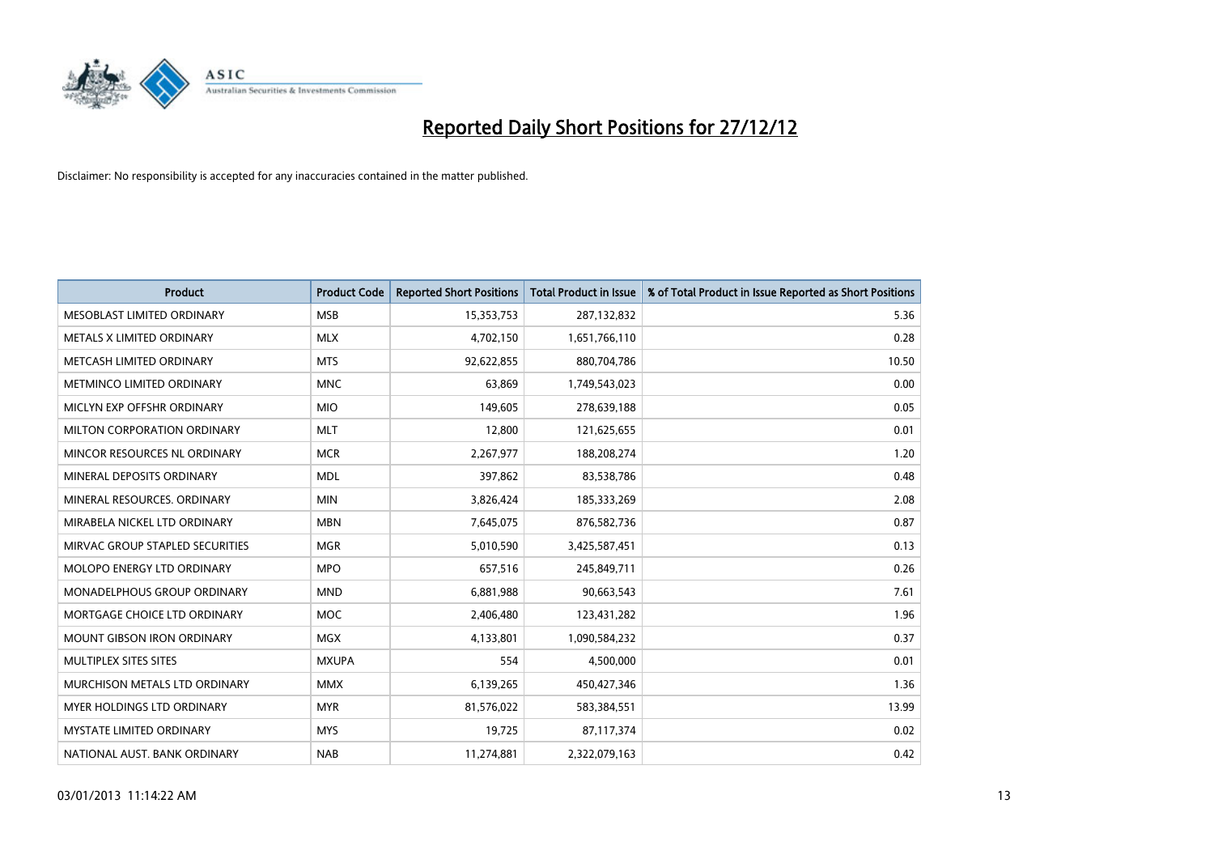# Reported Daily Short Positions for 27/12/12

Disclaimer: No responsibility is accepted for any inaccuracies contained in the matter published.

| Product | Product Code | Reported Short Positions | Total Product in Issue | % of Total Product in Issue Reported as Short Positions |
|---|---|---|---|---|
| MESOBLAST LIMITED ORDINARY | MSB | 15,353,753 | 287,132,832 | 5.36 |
| METALS X LIMITED ORDINARY | MLX | 4,702,150 | 1,651,766,110 | 0.28 |
| METCASH LIMITED ORDINARY | MTS | 92,622,855 | 880,704,786 | 10.50 |
| METMINCO LIMITED ORDINARY | MNC | 63,869 | 1,749,543,023 | 0.00 |
| MICLYN EXP OFFSHR ORDINARY | MIO | 149,605 | 278,639,188 | 0.05 |
| MILTON CORPORATION ORDINARY | MLT | 12,800 | 121,625,655 | 0.01 |
| MINCOR RESOURCES NL ORDINARY | MCR | 2,267,977 | 188,208,274 | 1.20 |
| MINERAL DEPOSITS ORDINARY | MDL | 397,862 | 83,538,786 | 0.48 |
| MINERAL RESOURCES. ORDINARY | MIN | 3,826,424 | 185,333,269 | 2.08 |
| MIRABELA NICKEL LTD ORDINARY | MBN | 7,645,075 | 876,582,736 | 0.87 |
| MIRVAC GROUP STAPLED SECURITIES | MGR | 5,010,590 | 3,425,587,451 | 0.13 |
| MOLOPO ENERGY LTD ORDINARY | MPO | 657,516 | 245,849,711 | 0.26 |
| MONADELPHOUS GROUP ORDINARY | MND | 6,881,988 | 90,663,543 | 7.61 |
| MORTGAGE CHOICE LTD ORDINARY | MOC | 2,406,480 | 123,431,282 | 1.96 |
| MOUNT GIBSON IRON ORDINARY | MGX | 4,133,801 | 1,090,584,232 | 0.37 |
| MULTIPLEX SITES SITES | MXUPA | 554 | 4,500,000 | 0.01 |
| MURCHISON METALS LTD ORDINARY | MMX | 6,139,265 | 450,427,346 | 1.36 |
| MYER HOLDINGS LTD ORDINARY | MYR | 81,576,022 | 583,384,551 | 13.99 |
| MYSTATE LIMITED ORDINARY | MYS | 19,725 | 87,117,374 | 0.02 |
| NATIONAL AUST. BANK ORDINARY | NAB | 11,274,881 | 2,322,079,163 | 0.42 |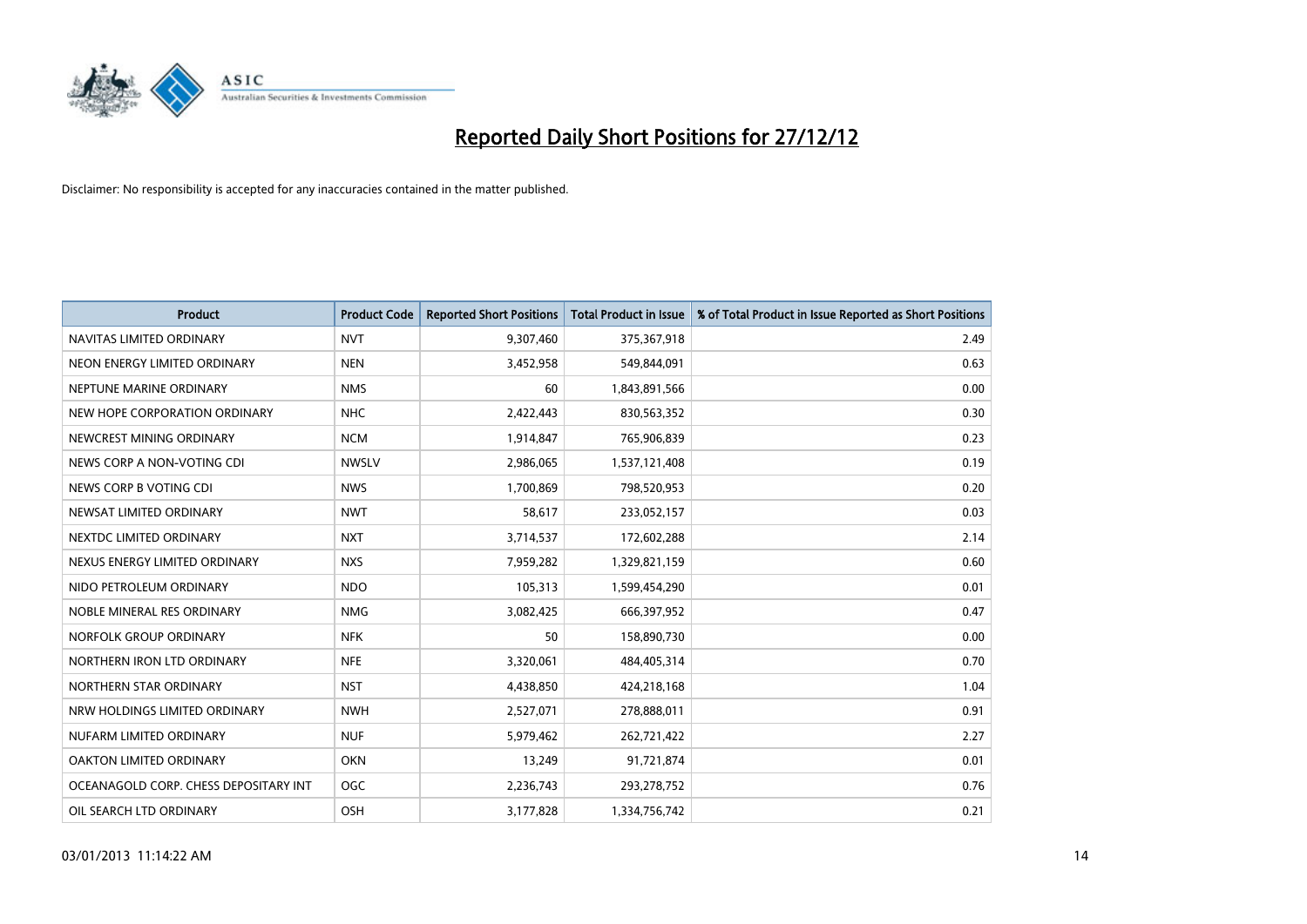# Reported Daily Short Positions for 27/12/12

Disclaimer: No responsibility is accepted for any inaccuracies contained in the matter published.

| Product | Product Code | Reported Short Positions | Total Product in Issue | % of Total Product in Issue Reported as Short Positions |
|---|---|---|---|---|
| NAVITAS LIMITED ORDINARY | NVT | 9,307,460 | 375,367,918 | 2.49 |
| NEON ENERGY LIMITED ORDINARY | NEN | 3,452,958 | 549,844,091 | 0.63 |
| NEPTUNE MARINE ORDINARY | NMS | 60 | 1,843,891,566 | 0.00 |
| NEW HOPE CORPORATION ORDINARY | NHC | 2,422,443 | 830,563,352 | 0.30 |
| NEWCREST MINING ORDINARY | NCM | 1,914,847 | 765,906,839 | 0.23 |
| NEWS CORP A NON-VOTING CDI | NWSLV | 2,986,065 | 1,537,121,408 | 0.19 |
| NEWS CORP B VOTING CDI | NWS | 1,700,869 | 798,520,953 | 0.20 |
| NEWSAT LIMITED ORDINARY | NWT | 58,617 | 233,052,157 | 0.03 |
| NEXTDC LIMITED ORDINARY | NXT | 3,714,537 | 172,602,288 | 2.14 |
| NEXUS ENERGY LIMITED ORDINARY | NXS | 7,959,282 | 1,329,821,159 | 0.60 |
| NIDO PETROLEUM ORDINARY | NDO | 105,313 | 1,599,454,290 | 0.01 |
| NOBLE MINERAL RES ORDINARY | NMG | 3,082,425 | 666,397,952 | 0.47 |
| NORFOLK GROUP ORDINARY | NFK | 50 | 158,890,730 | 0.00 |
| NORTHERN IRON LTD ORDINARY | NFE | 3,320,061 | 484,405,314 | 0.70 |
| NORTHERN STAR ORDINARY | NST | 4,438,850 | 424,218,168 | 1.04 |
| NRW HOLDINGS LIMITED ORDINARY | NWH | 2,527,071 | 278,888,011 | 0.91 |
| NUFARM LIMITED ORDINARY | NUF | 5,979,462 | 262,721,422 | 2.27 |
| OAKTON LIMITED ORDINARY | OKN | 13,249 | 91,721,874 | 0.01 |
| OCEANAGOLD CORP. CHESS DEPOSITARY INT | OGC | 2,236,743 | 293,278,752 | 0.76 |
| OIL SEARCH LTD ORDINARY | OSH | 3,177,828 | 1,334,756,742 | 0.21 |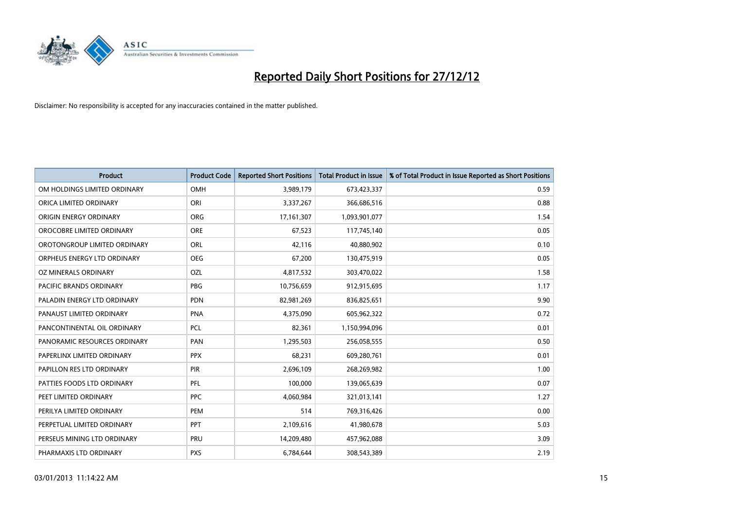# Reported Daily Short Positions for 27/12/12

Disclaimer: No responsibility is accepted for any inaccuracies contained in the matter published.

| Product | Product Code | Reported Short Positions | Total Product in Issue | % of Total Product in Issue Reported as Short Positions |
|---|---|---|---|---|
| OM HOLDINGS LIMITED ORDINARY | OMH | 3,989,179 | 673,423,337 | 0.59 |
| ORICA LIMITED ORDINARY | ORI | 3,337,267 | 366,686,516 | 0.88 |
| ORIGIN ENERGY ORDINARY | ORG | 17,161,307 | 1,093,901,077 | 1.54 |
| OROCOBRE LIMITED ORDINARY | ORE | 67,523 | 117,745,140 | 0.05 |
| OROTONGROUP LIMITED ORDINARY | ORL | 42,116 | 40,880,902 | 0.10 |
| ORPHEUS ENERGY LTD ORDINARY | OEG | 67,200 | 130,475,919 | 0.05 |
| OZ MINERALS ORDINARY | OZL | 4,817,532 | 303,470,022 | 1.58 |
| PACIFIC BRANDS ORDINARY | PBG | 10,756,659 | 912,915,695 | 1.17 |
| PALADIN ENERGY LTD ORDINARY | PDN | 82,981,269 | 836,825,651 | 9.90 |
| PANAUST LIMITED ORDINARY | PNA | 4,375,090 | 605,962,322 | 0.72 |
| PANCONTINENTAL OIL ORDINARY | PCL | 82,361 | 1,150,994,096 | 0.01 |
| PANORAMIC RESOURCES ORDINARY | PAN | 1,295,503 | 256,058,555 | 0.50 |
| PAPERLINX LIMITED ORDINARY | PPX | 68,231 | 609,280,761 | 0.01 |
| PAPILLON RES LTD ORDINARY | PIR | 2,696,109 | 268,269,982 | 1.00 |
| PATTIES FOODS LTD ORDINARY | PFL | 100,000 | 139,065,639 | 0.07 |
| PEET LIMITED ORDINARY | PPC | 4,060,984 | 321,013,141 | 1.27 |
| PERILYA LIMITED ORDINARY | PEM | 514 | 769,316,426 | 0.00 |
| PERPETUAL LIMITED ORDINARY | PPT | 2,109,616 | 41,980,678 | 5.03 |
| PERSEUS MINING LTD ORDINARY | PRU | 14,209,480 | 457,962,088 | 3.09 |
| PHARMAXIS LTD ORDINARY | PXS | 6,784,644 | 308,543,389 | 2.19 |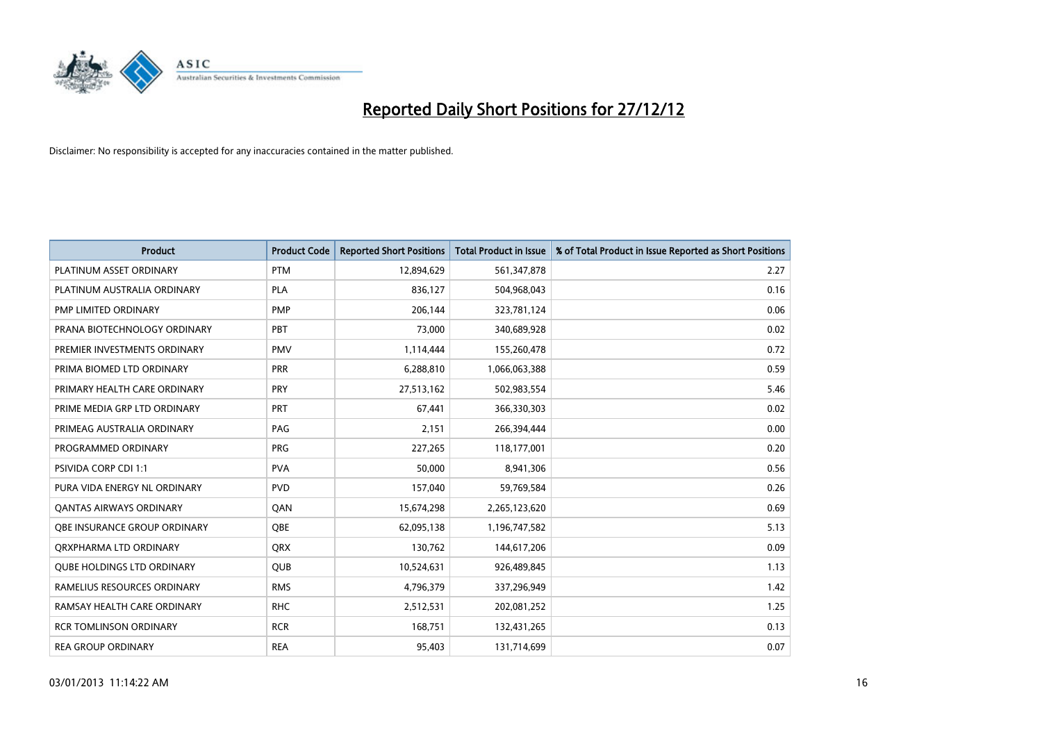# Reported Daily Short Positions for 27/12/12

Disclaimer: No responsibility is accepted for any inaccuracies contained in the matter published.

| Product | Product Code | Reported Short Positions | Total Product in Issue | % of Total Product in Issue Reported as Short Positions |
|---|---|---|---|---|
| PLATINUM ASSET ORDINARY | PTM | 12,894,629 | 561,347,878 | 2.27 |
| PLATINUM AUSTRALIA ORDINARY | PLA | 836,127 | 504,968,043 | 0.16 |
| PMP LIMITED ORDINARY | PMP | 206,144 | 323,781,124 | 0.06 |
| PRANA BIOTECHNOLOGY ORDINARY | PBT | 73,000 | 340,689,928 | 0.02 |
| PREMIER INVESTMENTS ORDINARY | PMV | 1,114,444 | 155,260,478 | 0.72 |
| PRIMA BIOMED LTD ORDINARY | PRR | 6,288,810 | 1,066,063,388 | 0.59 |
| PRIMARY HEALTH CARE ORDINARY | PRY | 27,513,162 | 502,983,554 | 5.46 |
| PRIME MEDIA GRP LTD ORDINARY | PRT | 67,441 | 366,330,303 | 0.02 |
| PRIMEAG AUSTRALIA ORDINARY | PAG | 2,151 | 266,394,444 | 0.00 |
| PROGRAMMED ORDINARY | PRG | 227,265 | 118,177,001 | 0.20 |
| PSIVIDA CORP CDI 1:1 | PVA | 50,000 | 8,941,306 | 0.56 |
| PURA VIDA ENERGY NL ORDINARY | PVD | 157,040 | 59,769,584 | 0.26 |
| QANTAS AIRWAYS ORDINARY | QAN | 15,674,298 | 2,265,123,620 | 0.69 |
| QBE INSURANCE GROUP ORDINARY | QBE | 62,095,138 | 1,196,747,582 | 5.13 |
| QRXPHARMA LTD ORDINARY | QRX | 130,762 | 144,617,206 | 0.09 |
| QUBE HOLDINGS LTD ORDINARY | QUB | 10,524,631 | 926,489,845 | 1.13 |
| RAMELIUS RESOURCES ORDINARY | RMS | 4,796,379 | 337,296,949 | 1.42 |
| RAMSAY HEALTH CARE ORDINARY | RHC | 2,512,531 | 202,081,252 | 1.25 |
| RCR TOMLINSON ORDINARY | RCR | 168,751 | 132,431,265 | 0.13 |
| REA GROUP ORDINARY | REA | 95,403 | 131,714,699 | 0.07 |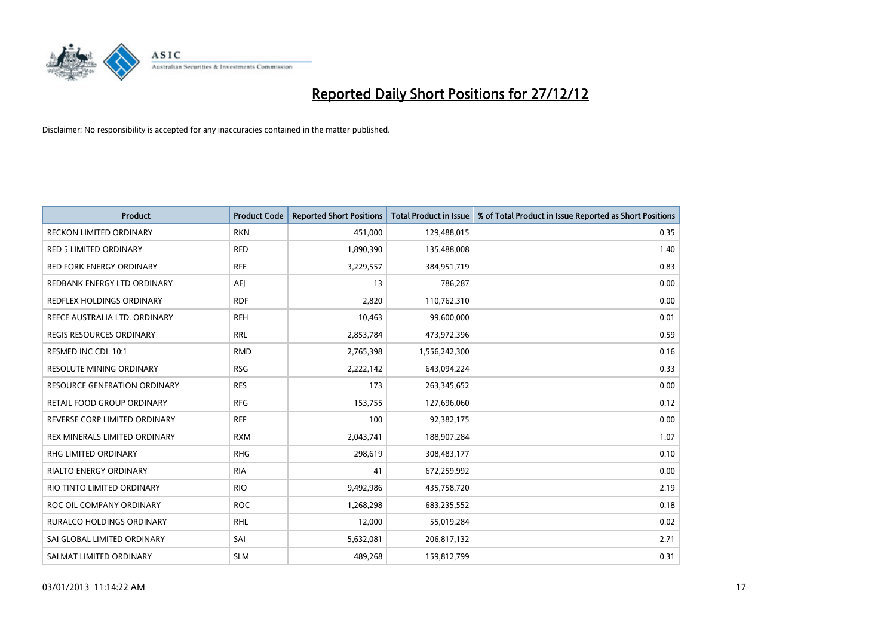# Reported Daily Short Positions for 27/12/12

Disclaimer: No responsibility is accepted for any inaccuracies contained in the matter published.

| Product | Product Code | Reported Short Positions | Total Product in Issue | % of Total Product in Issue Reported as Short Positions |
|---|---|---|---|---|
| RECKON LIMITED ORDINARY | RKN | 451,000 | 129,488,015 | 0.35 |
| RED 5 LIMITED ORDINARY | RED | 1,890,390 | 135,488,008 | 1.40 |
| RED FORK ENERGY ORDINARY | RFE | 3,229,557 | 384,951,719 | 0.83 |
| REDBANK ENERGY LTD ORDINARY | AEJ | 13 | 786,287 | 0.00 |
| REDFLEX HOLDINGS ORDINARY | RDF | 2,820 | 110,762,310 | 0.00 |
| REECE AUSTRALIA LTD. ORDINARY | REH | 10,463 | 99,600,000 | 0.01 |
| REGIS RESOURCES ORDINARY | RRL | 2,853,784 | 473,972,396 | 0.59 |
| RESMED INC CDI 10:1 | RMD | 2,765,398 | 1,556,242,300 | 0.16 |
| RESOLUTE MINING ORDINARY | RSG | 2,222,142 | 643,094,224 | 0.33 |
| RESOURCE GENERATION ORDINARY | RES | 173 | 263,345,652 | 0.00 |
| RETAIL FOOD GROUP ORDINARY | RFG | 153,755 | 127,696,060 | 0.12 |
| REVERSE CORP LIMITED ORDINARY | REF | 100 | 92,382,175 | 0.00 |
| REX MINERALS LIMITED ORDINARY | RXM | 2,043,741 | 188,907,284 | 1.07 |
| RHG LIMITED ORDINARY | RHG | 298,619 | 308,483,177 | 0.10 |
| RIALTO ENERGY ORDINARY | RIA | 41 | 672,259,992 | 0.00 |
| RIO TINTO LIMITED ORDINARY | RIO | 9,492,986 | 435,758,720 | 2.19 |
| ROC OIL COMPANY ORDINARY | ROC | 1,268,298 | 683,235,552 | 0.18 |
| RURALCO HOLDINGS ORDINARY | RHL | 12,000 | 55,019,284 | 0.02 |
| SAI GLOBAL LIMITED ORDINARY | SAI | 5,632,081 | 206,817,132 | 2.71 |
| SALMAT LIMITED ORDINARY | SLM | 489,268 | 159,812,799 | 0.31 |

03/01/2013 11:14:22 AM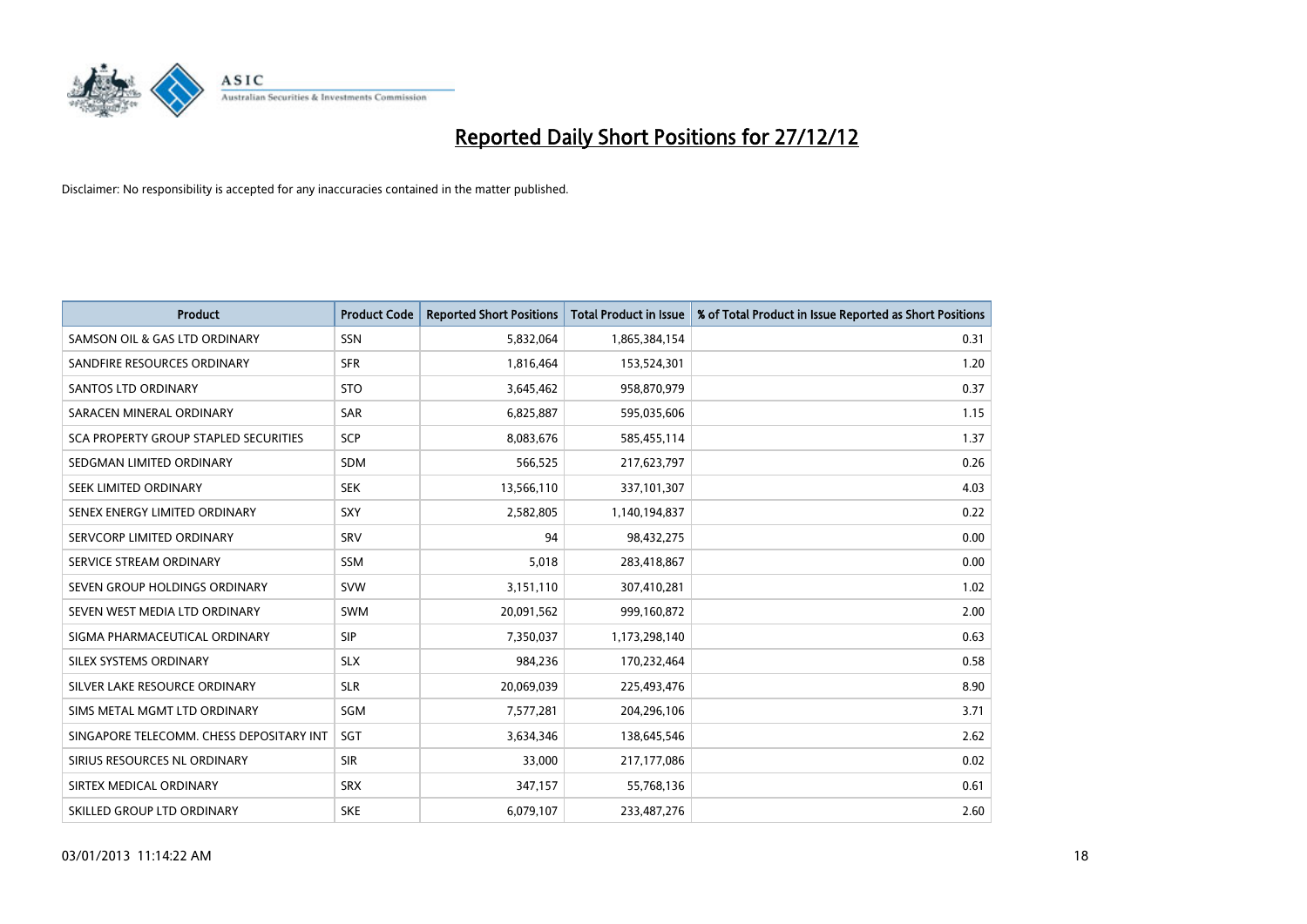# Reported Daily Short Positions for 27/12/12

Disclaimer: No responsibility is accepted for any inaccuracies contained in the matter published.

| Product | Product Code | Reported Short Positions | Total Product in Issue | % of Total Product in Issue Reported as Short Positions |
|---|---|---|---|---|
| SAMSON OIL & GAS LTD ORDINARY | SSN | 5,832,064 | 1,865,384,154 | 0.31 |
| SANDFIRE RESOURCES ORDINARY | SFR | 1,816,464 | 153,524,301 | 1.20 |
| SANTOS LTD ORDINARY | STO | 3,645,462 | 958,870,979 | 0.37 |
| SARACEN MINERAL ORDINARY | SAR | 6,825,887 | 595,035,606 | 1.15 |
| SCA PROPERTY GROUP STAPLED SECURITIES | SCP | 8,083,676 | 585,455,114 | 1.37 |
| SEDGMAN LIMITED ORDINARY | SDM | 566,525 | 217,623,797 | 0.26 |
| SEEK LIMITED ORDINARY | SEK | 13,566,110 | 337,101,307 | 4.03 |
| SENEX ENERGY LIMITED ORDINARY | SXY | 2,582,805 | 1,140,194,837 | 0.22 |
| SERVCORP LIMITED ORDINARY | SRV | 94 | 98,432,275 | 0.00 |
| SERVICE STREAM ORDINARY | SSM | 5,018 | 283,418,867 | 0.00 |
| SEVEN GROUP HOLDINGS ORDINARY | SVW | 3,151,110 | 307,410,281 | 1.02 |
| SEVEN WEST MEDIA LTD ORDINARY | SWM | 20,091,562 | 999,160,872 | 2.00 |
| SIGMA PHARMACEUTICAL ORDINARY | SIP | 7,350,037 | 1,173,298,140 | 0.63 |
| SILEX SYSTEMS ORDINARY | SLX | 984,236 | 170,232,464 | 0.58 |
| SILVER LAKE RESOURCE ORDINARY | SLR | 20,069,039 | 225,493,476 | 8.90 |
| SIMS METAL MGMT LTD ORDINARY | SGM | 7,577,281 | 204,296,106 | 3.71 |
| SINGAPORE TELECOMM. CHESS DEPOSITARY INT | SGT | 3,634,346 | 138,645,546 | 2.62 |
| SIRIUS RESOURCES NL ORDINARY | SIR | 33,000 | 217,177,086 | 0.02 |
| SIRTEX MEDICAL ORDINARY | SRX | 347,157 | 55,768,136 | 0.61 |
| SKILLED GROUP LTD ORDINARY | SKE | 6,079,107 | 233,487,276 | 2.60 |

03/01/2013 11:14:22 AM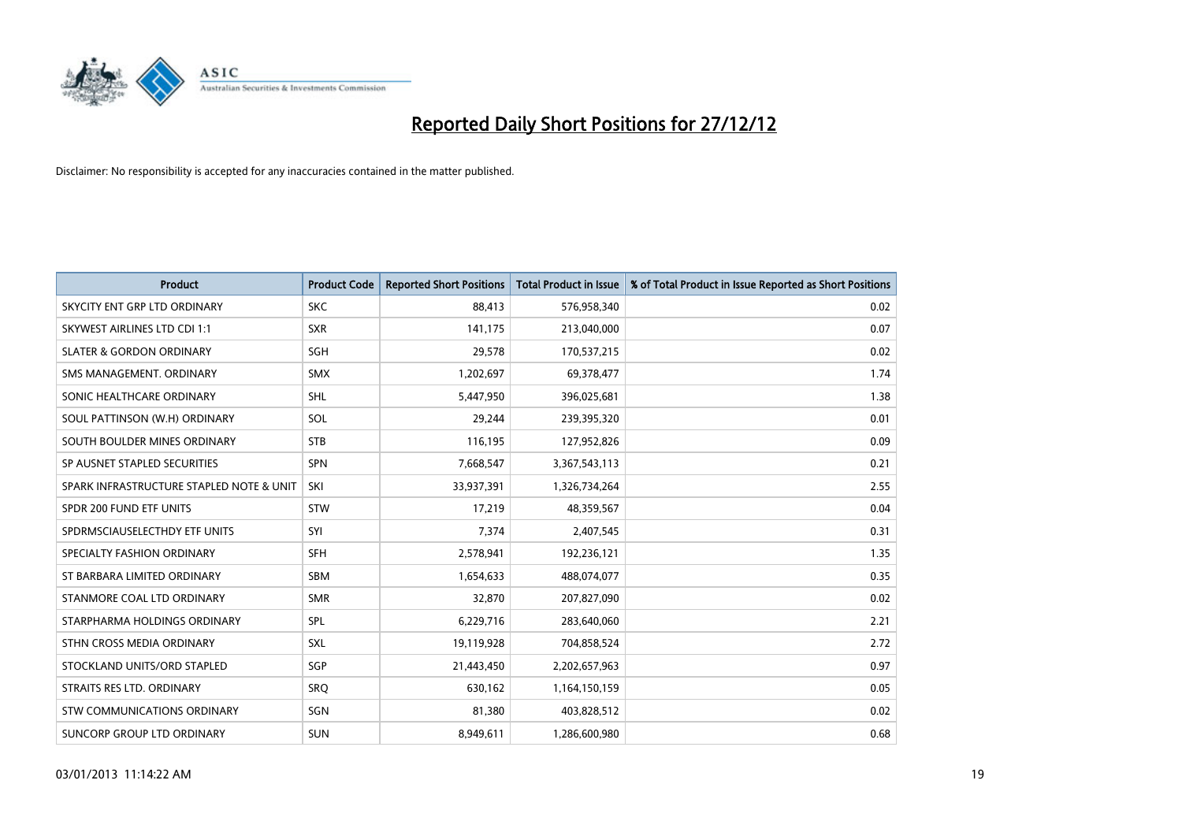# Reported Daily Short Positions for 27/12/12

Disclaimer: No responsibility is accepted for any inaccuracies contained in the matter published.

| Product | Product Code | Reported Short Positions | Total Product in Issue | % of Total Product in Issue Reported as Short Positions |
|---|---|---|---|---|
| SKYCITY ENT GRP LTD ORDINARY | SKC | 88,413 | 576,958,340 | 0.02 |
| SKYWEST AIRLINES LTD CDI 1:1 | SXR | 141,175 | 213,040,000 | 0.07 |
| SLATER & GORDON ORDINARY | SGH | 29,578 | 170,537,215 | 0.02 |
| SMS MANAGEMENT. ORDINARY | SMX | 1,202,697 | 69,378,477 | 1.74 |
| SONIC HEALTHCARE ORDINARY | SHL | 5,447,950 | 396,025,681 | 1.38 |
| SOUL PATTINSON (W.H) ORDINARY | SOL | 29,244 | 239,395,320 | 0.01 |
| SOUTH BOULDER MINES ORDINARY | STB | 116,195 | 127,952,826 | 0.09 |
| SP AUSNET STAPLED SECURITIES | SPN | 7,668,547 | 3,367,543,113 | 0.21 |
| SPARK INFRASTRUCTURE STAPLED NOTE & UNIT | SKI | 33,937,391 | 1,326,734,264 | 2.55 |
| SPDR 200 FUND ETF UNITS | STW | 17,219 | 48,359,567 | 0.04 |
| SPDRMSCIAUSELECTHDY ETF UNITS | SYI | 7,374 | 2,407,545 | 0.31 |
| SPECIALTY FASHION ORDINARY | SFH | 2,578,941 | 192,236,121 | 1.35 |
| ST BARBARA LIMITED ORDINARY | SBM | 1,654,633 | 488,074,077 | 0.35 |
| STANMORE COAL LTD ORDINARY | SMR | 32,870 | 207,827,090 | 0.02 |
| STARPHARMA HOLDINGS ORDINARY | SPL | 6,229,716 | 283,640,060 | 2.21 |
| STHN CROSS MEDIA ORDINARY | SXL | 19,119,928 | 704,858,524 | 2.72 |
| STOCKLAND UNITS/ORD STAPLED | SGP | 21,443,450 | 2,202,657,963 | 0.97 |
| STRAITS RES LTD. ORDINARY | SRQ | 630,162 | 1,164,150,159 | 0.05 |
| STW COMMUNICATIONS ORDINARY | SGN | 81,380 | 403,828,512 | 0.02 |
| SUNCORP GROUP LTD ORDINARY | SUN | 8,949,611 | 1,286,600,980 | 0.68 |

03/01/2013 11:14:22 AM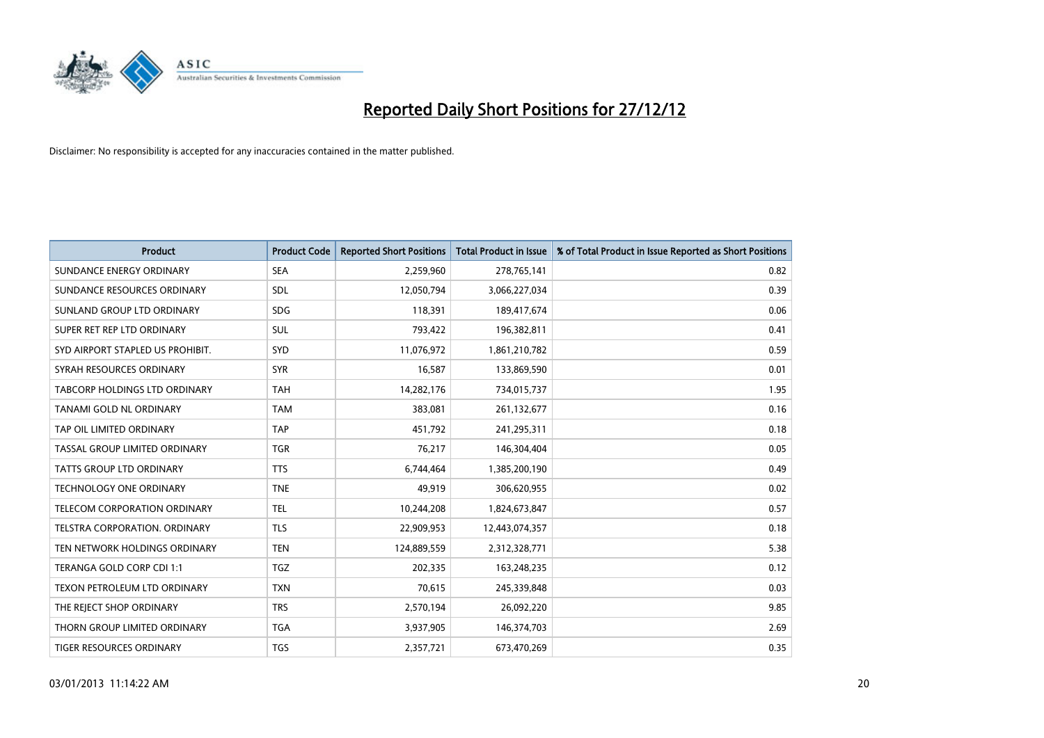# Reported Daily Short Positions for 27/12/12

Disclaimer: No responsibility is accepted for any inaccuracies contained in the matter published.

| Product | Product Code | Reported Short Positions | Total Product in Issue | % of Total Product in Issue Reported as Short Positions |
|---|---|---|---|---|
| SUNDANCE ENERGY ORDINARY | SEA | 2,259,960 | 278,765,141 | 0.82 |
| SUNDANCE RESOURCES ORDINARY | SDL | 12,050,794 | 3,066,227,034 | 0.39 |
| SUNLAND GROUP LTD ORDINARY | SDG | 118,391 | 189,417,674 | 0.06 |
| SUPER RET REP LTD ORDINARY | SUL | 793,422 | 196,382,811 | 0.41 |
| SYD AIRPORT STAPLED US PROHIBIT. | SYD | 11,076,972 | 1,861,210,782 | 0.59 |
| SYRAH RESOURCES ORDINARY | SYR | 16,587 | 133,869,590 | 0.01 |
| TABCORP HOLDINGS LTD ORDINARY | TAH | 14,282,176 | 734,015,737 | 1.95 |
| TANAMI GOLD NL ORDINARY | TAM | 383,081 | 261,132,677 | 0.16 |
| TAP OIL LIMITED ORDINARY | TAP | 451,792 | 241,295,311 | 0.18 |
| TASSAL GROUP LIMITED ORDINARY | TGR | 76,217 | 146,304,404 | 0.05 |
| TATTS GROUP LTD ORDINARY | TTS | 6,744,464 | 1,385,200,190 | 0.49 |
| TECHNOLOGY ONE ORDINARY | TNE | 49,919 | 306,620,955 | 0.02 |
| TELECOM CORPORATION ORDINARY | TEL | 10,244,208 | 1,824,673,847 | 0.57 |
| TELSTRA CORPORATION. ORDINARY | TLS | 22,909,953 | 12,443,074,357 | 0.18 |
| TEN NETWORK HOLDINGS ORDINARY | TEN | 124,889,559 | 2,312,328,771 | 5.38 |
| TERANGA GOLD CORP CDI 1:1 | TGZ | 202,335 | 163,248,235 | 0.12 |
| TEXON PETROLEUM LTD ORDINARY | TXN | 70,615 | 245,339,848 | 0.03 |
| THE REJECT SHOP ORDINARY | TRS | 2,570,194 | 26,092,220 | 9.85 |
| THORN GROUP LIMITED ORDINARY | TGA | 3,937,905 | 146,374,703 | 2.69 |
| TIGER RESOURCES ORDINARY | TGS | 2,357,721 | 673,470,269 | 0.35 |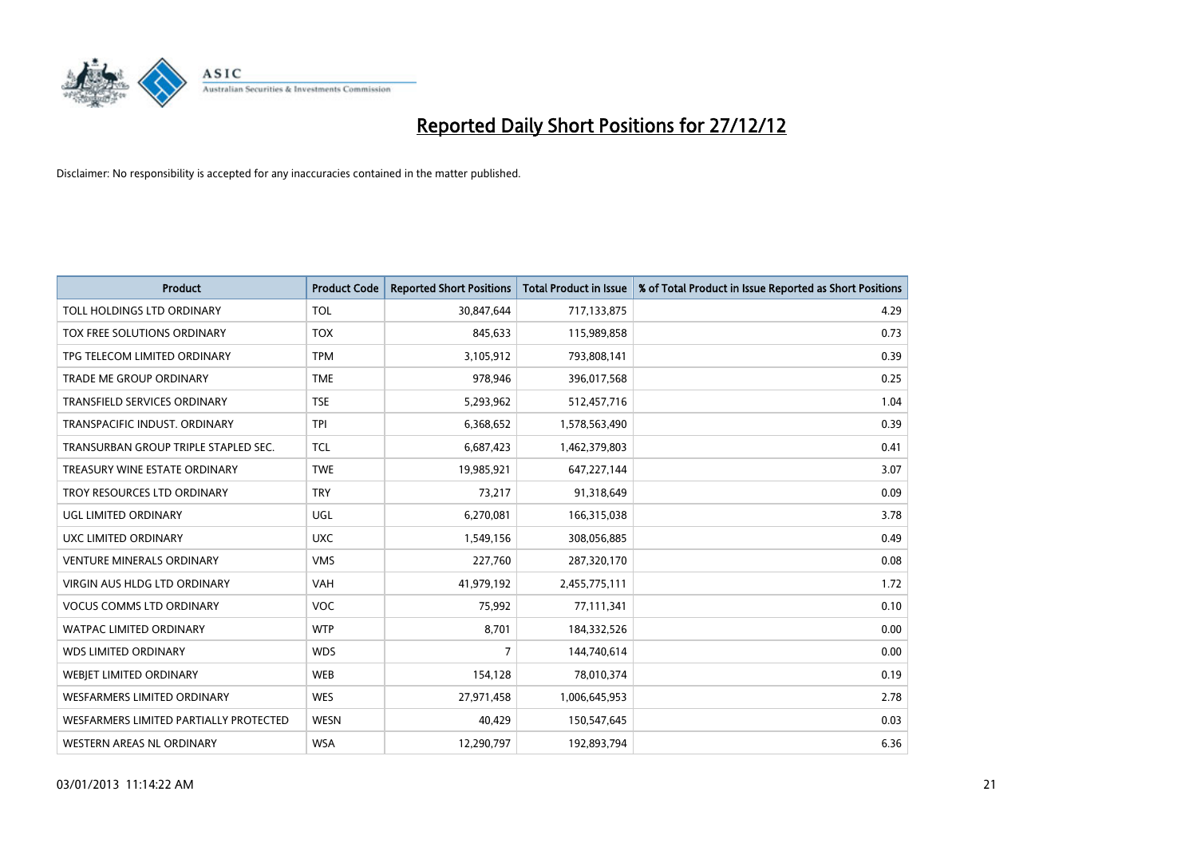# Reported Daily Short Positions for 27/12/12

Disclaimer: No responsibility is accepted for any inaccuracies contained in the matter published.

| Product | Product Code | Reported Short Positions | Total Product in Issue | % of Total Product in Issue Reported as Short Positions |
|---|---|---|---|---|
| TOLL HOLDINGS LTD ORDINARY | TOL | 30,847,644 | 717,133,875 | 4.29 |
| TOX FREE SOLUTIONS ORDINARY | TOX | 845,633 | 115,989,858 | 0.73 |
| TPG TELECOM LIMITED ORDINARY | TPM | 3,105,912 | 793,808,141 | 0.39 |
| TRADE ME GROUP ORDINARY | TME | 978,946 | 396,017,568 | 0.25 |
| TRANSFIELD SERVICES ORDINARY | TSE | 5,293,962 | 512,457,716 | 1.04 |
| TRANSPACIFIC INDUST. ORDINARY | TPI | 6,368,652 | 1,578,563,490 | 0.39 |
| TRANSURBAN GROUP TRIPLE STAPLED SEC. | TCL | 6,687,423 | 1,462,379,803 | 0.41 |
| TREASURY WINE ESTATE ORDINARY | TWE | 19,985,921 | 647,227,144 | 3.07 |
| TROY RESOURCES LTD ORDINARY | TRY | 73,217 | 91,318,649 | 0.09 |
| UGL LIMITED ORDINARY | UGL | 6,270,081 | 166,315,038 | 3.78 |
| UXC LIMITED ORDINARY | UXC | 1,549,156 | 308,056,885 | 0.49 |
| VENTURE MINERALS ORDINARY | VMS | 227,760 | 287,320,170 | 0.08 |
| VIRGIN AUS HLDG LTD ORDINARY | VAH | 41,979,192 | 2,455,775,111 | 1.72 |
| VOCUS COMMS LTD ORDINARY | VOC | 75,992 | 77,111,341 | 0.10 |
| WATPAC LIMITED ORDINARY | WTP | 8,701 | 184,332,526 | 0.00 |
| WDS LIMITED ORDINARY | WDS | 7 | 144,740,614 | 0.00 |
| WEBJET LIMITED ORDINARY | WEB | 154,128 | 78,010,374 | 0.19 |
| WESFARMERS LIMITED ORDINARY | WES | 27,971,458 | 1,006,645,953 | 2.78 |
| WESFARMERS LIMITED PARTIALLY PROTECTED | WESN | 40,429 | 150,547,645 | 0.03 |
| WESTERN AREAS NL ORDINARY | WSA | 12,290,797 | 192,893,794 | 6.36 |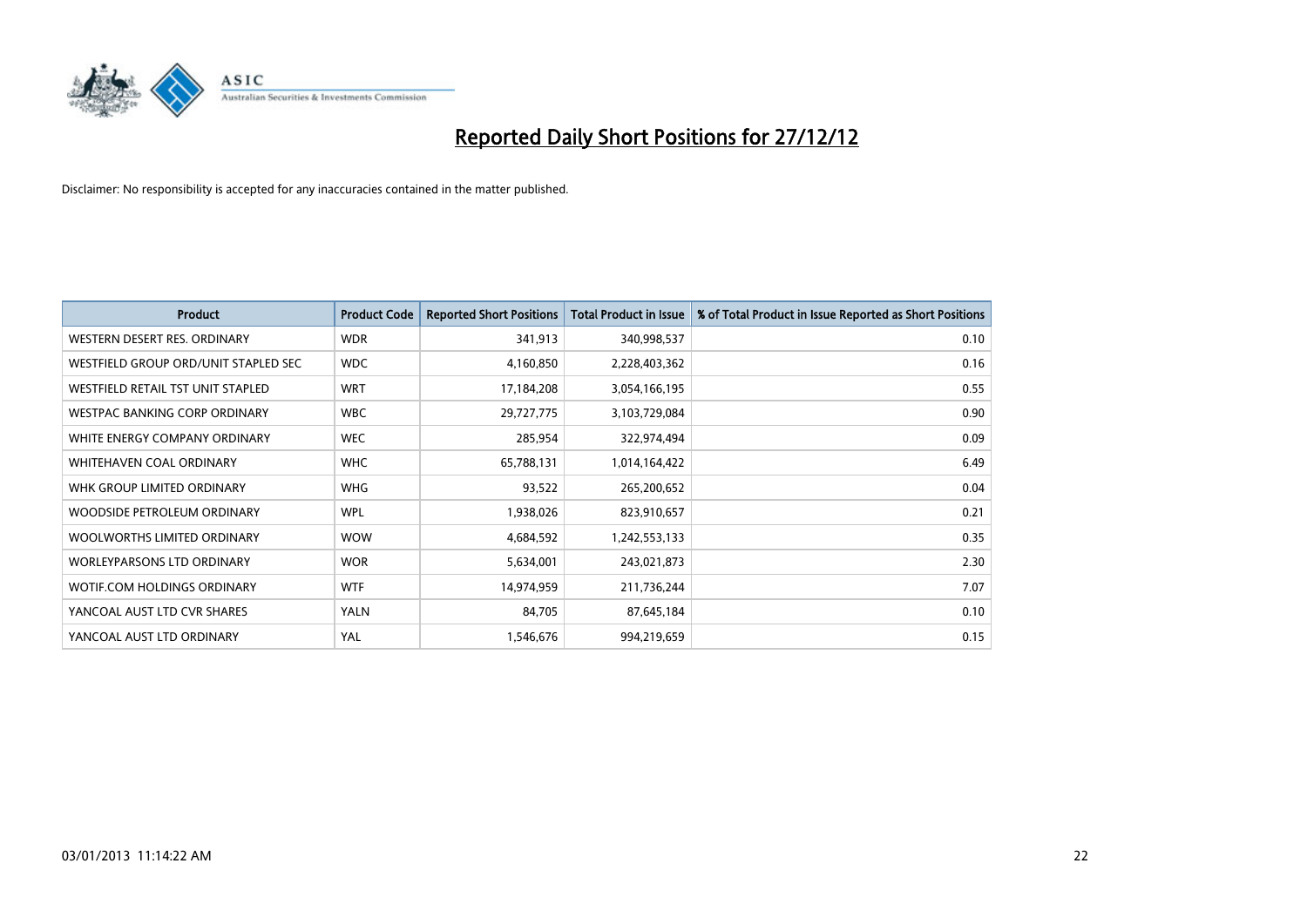# Reported Daily Short Positions for 27/12/12

Disclaimer: No responsibility is accepted for any inaccuracies contained in the matter published.

| Product | Product Code | Reported Short Positions | Total Product in Issue | % of Total Product in Issue Reported as Short Positions |
|---|---|---|---|---|
| WESTERN DESERT RES. ORDINARY | WDR | 341,913 | 340,998,537 | 0.10 |
| WESTFIELD GROUP ORD/UNIT STAPLED SEC | WDC | 4,160,850 | 2,228,403,362 | 0.16 |
| WESTFIELD RETAIL TST UNIT STAPLED | WRT | 17,184,208 | 3,054,166,195 | 0.55 |
| WESTPAC BANKING CORP ORDINARY | WBC | 29,727,775 | 3,103,729,084 | 0.90 |
| WHITE ENERGY COMPANY ORDINARY | WEC | 285,954 | 322,974,494 | 0.09 |
| WHITEHAVEN COAL ORDINARY | WHC | 65,788,131 | 1,014,164,422 | 6.49 |
| WHK GROUP LIMITED ORDINARY | WHG | 93,522 | 265,200,652 | 0.04 |
| WOODSIDE PETROLEUM ORDINARY | WPL | 1,938,026 | 823,910,657 | 0.21 |
| WOOLWORTHS LIMITED ORDINARY | WOW | 4,684,592 | 1,242,553,133 | 0.35 |
| WORLEYPARSONS LTD ORDINARY | WOR | 5,634,001 | 243,021,873 | 2.30 |
| WOTIF.COM HOLDINGS ORDINARY | WTF | 14,974,959 | 211,736,244 | 7.07 |
| YANCOAL AUST LTD CVR SHARES | YALN | 84,705 | 87,645,184 | 0.10 |
| YANCOAL AUST LTD ORDINARY | YAL | 1,546,676 | 994,219,659 | 0.15 |

03/01/2013 11:14:22 AM